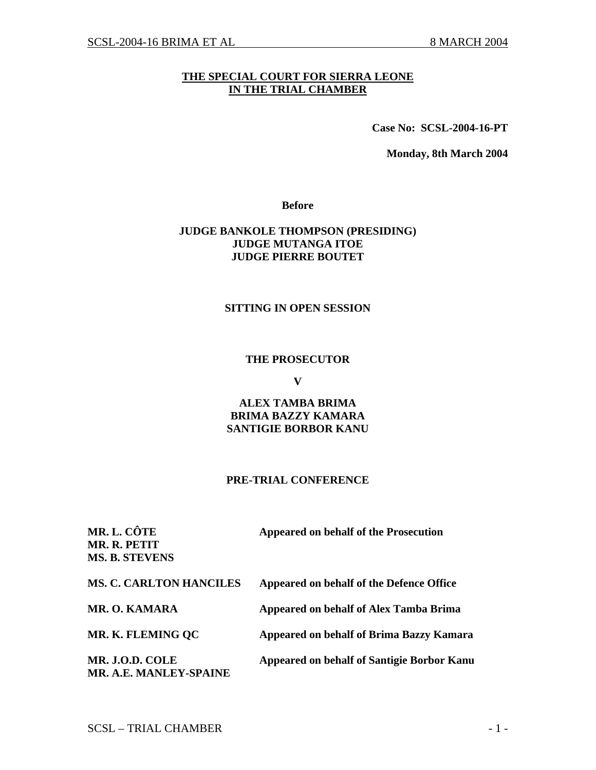**THE SPECIAL COURT FOR SIERRA LEONE**
**IN THE TRIAL CHAMBER**

**Case No: SCSL-2004-16-PT**

**Monday, 8th March 2004**

**Before**

**JUDGE BANKOLE THOMPSON (PRESIDING)**
**JUDGE MUTANGA ITOE**
**JUDGE PIERRE BOUTET**

**SITTING IN OPEN SESSION**

**THE PROSECUTOR**

**V**

**ALEX TAMBA BRIMA**
**BRIMA BAZZY KAMARA**
**SANTIGIE BORBOR KANU**

**PRE-TRIAL CONFERENCE**

| | |
|---|---|
| **MR. L. CÔTE**<br>**MR. R. PETIT**<br>**MS. B. STEVENS** | **Appeared on behalf of the Prosecution** |
| **MS. C. CARLTON HANCILES** | **Appeared on behalf of the Defence Office** |
| **MR. O. KAMARA** | **Appeared on behalf of Alex Tamba Brima** |
| **MR. K. FLEMING QC** | **Appeared on behalf of Brima Bazzy Kamara** |
| **MR. J.O.D. COLE**<br>**MR. A.E. MANLEY-SPAINE** | **Appeared on behalf of Santigie Borbor Kanu** |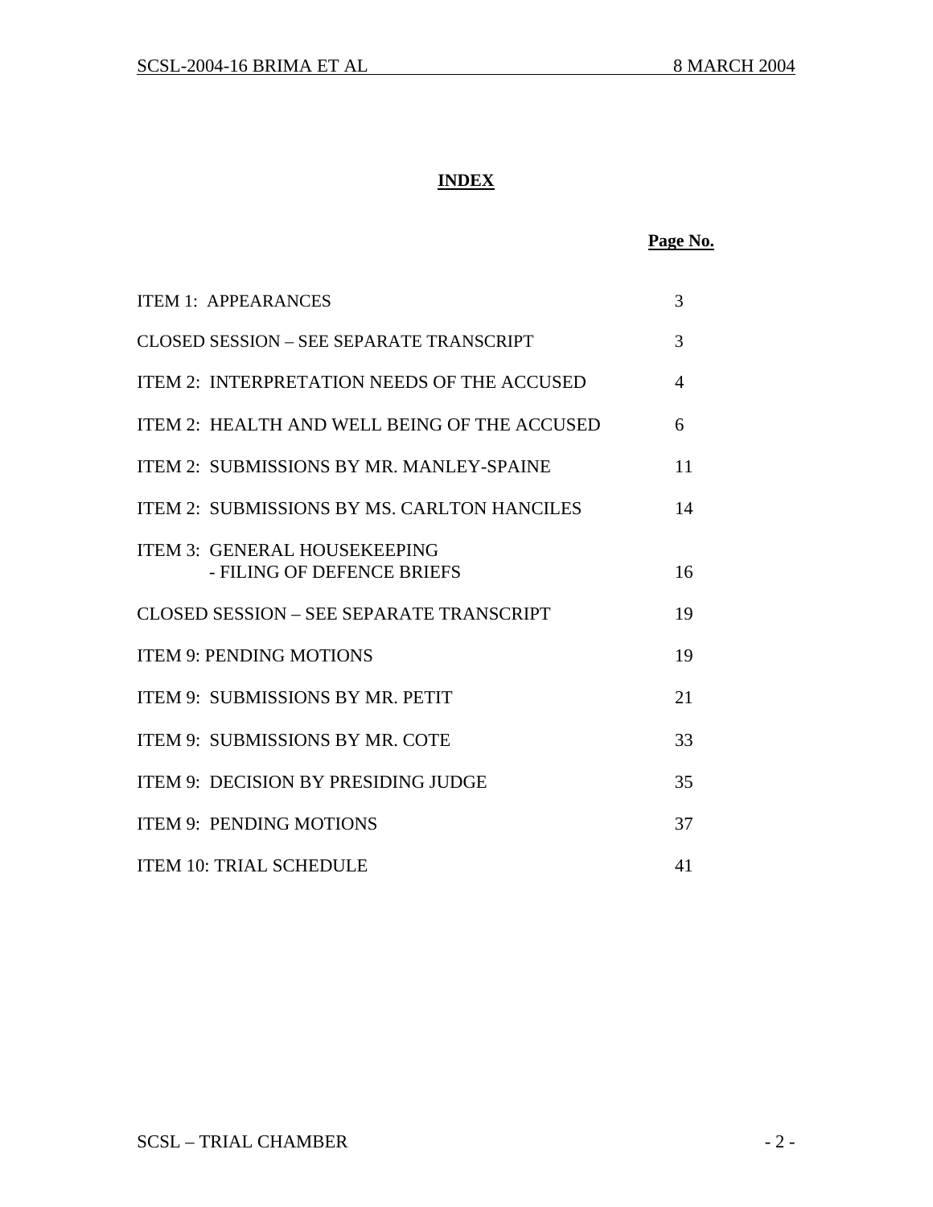# INDEX

| | Page No. |
|---|---|
| ITEM 1: APPEARANCES | 3 |
| CLOSED SESSION – SEE SEPARATE TRANSCRIPT | 3 |
| ITEM 2: INTERPRETATION NEEDS OF THE ACCUSED | 4 |
| ITEM 2: HEALTH AND WELL BEING OF THE ACCUSED | 6 |
| ITEM 2: SUBMISSIONS BY MR. MANLEY-SPAINE | 11 |
| ITEM 2: SUBMISSIONS BY MS. CARLTON HANCILES | 14 |
| ITEM 3: GENERAL HOUSEKEEPING - FILING OF DEFENCE BRIEFS | 16 |
| CLOSED SESSION – SEE SEPARATE TRANSCRIPT | 19 |
| ITEM 9: PENDING MOTIONS | 19 |
| ITEM 9: SUBMISSIONS BY MR. PETIT | 21 |
| ITEM 9: SUBMISSIONS BY MR. COTE | 33 |
| ITEM 9: DECISION BY PRESIDING JUDGE | 35 |
| ITEM 9: PENDING MOTIONS | 37 |
| ITEM 10: TRIAL SCHEDULE | 41 |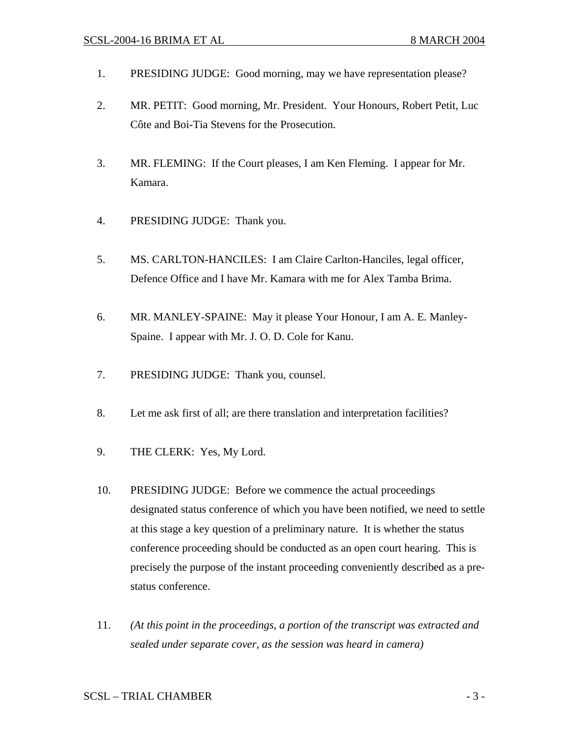1. PRESIDING JUDGE: Good morning, may we have representation please?

2. MR. PETIT: Good morning, Mr. President. Your Honours, Robert Petit, Luc Côte and Boi-Tia Stevens for the Prosecution.

3. MR. FLEMING: If the Court pleases, I am Ken Fleming. I appear for Mr. Kamara.

4. PRESIDING JUDGE: Thank you.

5. MS. CARLTON-HANCILES: I am Claire Carlton-Hanciles, legal officer, Defence Office and I have Mr. Kamara with me for Alex Tamba Brima.

6. MR. MANLEY-SPAINE: May it please Your Honour, I am A. E. Manley-Spaine. I appear with Mr. J. O. D. Cole for Kanu.

7. PRESIDING JUDGE: Thank you, counsel.

8. Let me ask first of all; are there translation and interpretation facilities?

9. THE CLERK: Yes, My Lord.

10. PRESIDING JUDGE: Before we commence the actual proceedings designated status conference of which you have been notified, we need to settle at this stage a key question of a preliminary nature. It is whether the status conference proceeding should be conducted as an open court hearing. This is precisely the purpose of the instant proceeding conveniently described as a pre-status conference.

11. *(At this point in the proceedings, a portion of the transcript was extracted and sealed under separate cover, as the session was heard in camera)*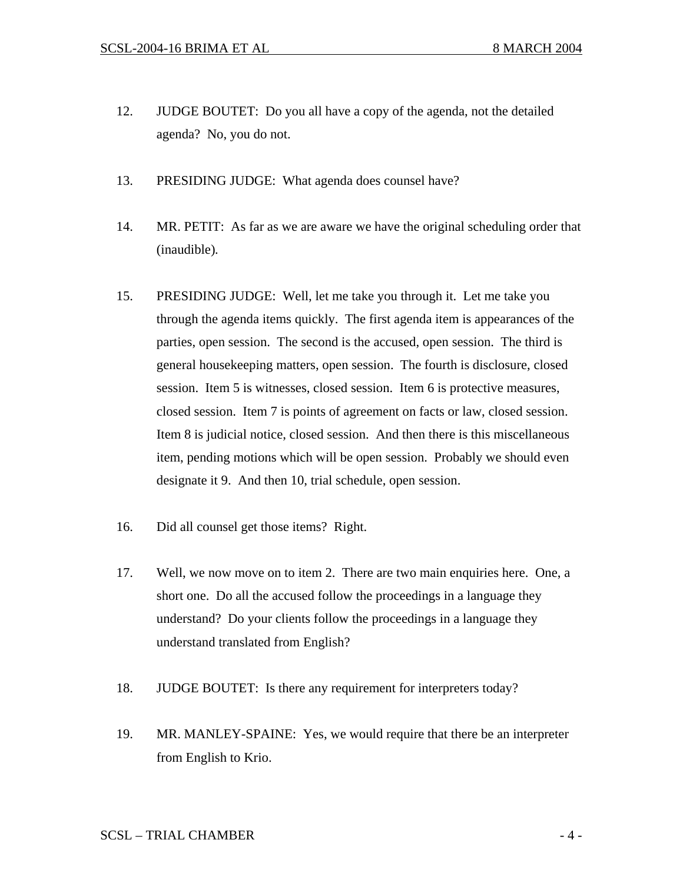12. JUDGE BOUTET: Do you all have a copy of the agenda, not the detailed agenda? No, you do not.

13. PRESIDING JUDGE: What agenda does counsel have?

14. MR. PETIT: As far as we are aware we have the original scheduling order that (inaudible).

15. PRESIDING JUDGE: Well, let me take you through it. Let me take you through the agenda items quickly. The first agenda item is appearances of the parties, open session. The second is the accused, open session. The third is general housekeeping matters, open session. The fourth is disclosure, closed session. Item 5 is witnesses, closed session. Item 6 is protective measures, closed session. Item 7 is points of agreement on facts or law, closed session. Item 8 is judicial notice, closed session. And then there is this miscellaneous item, pending motions which will be open session. Probably we should even designate it 9. And then 10, trial schedule, open session.

16. Did all counsel get those items? Right.

17. Well, we now move on to item 2. There are two main enquiries here. One, a short one. Do all the accused follow the proceedings in a language they understand? Do your clients follow the proceedings in a language they understand translated from English?

18. JUDGE BOUTET: Is there any requirement for interpreters today?

19. MR. MANLEY-SPAINE: Yes, we would require that there be an interpreter from English to Krio.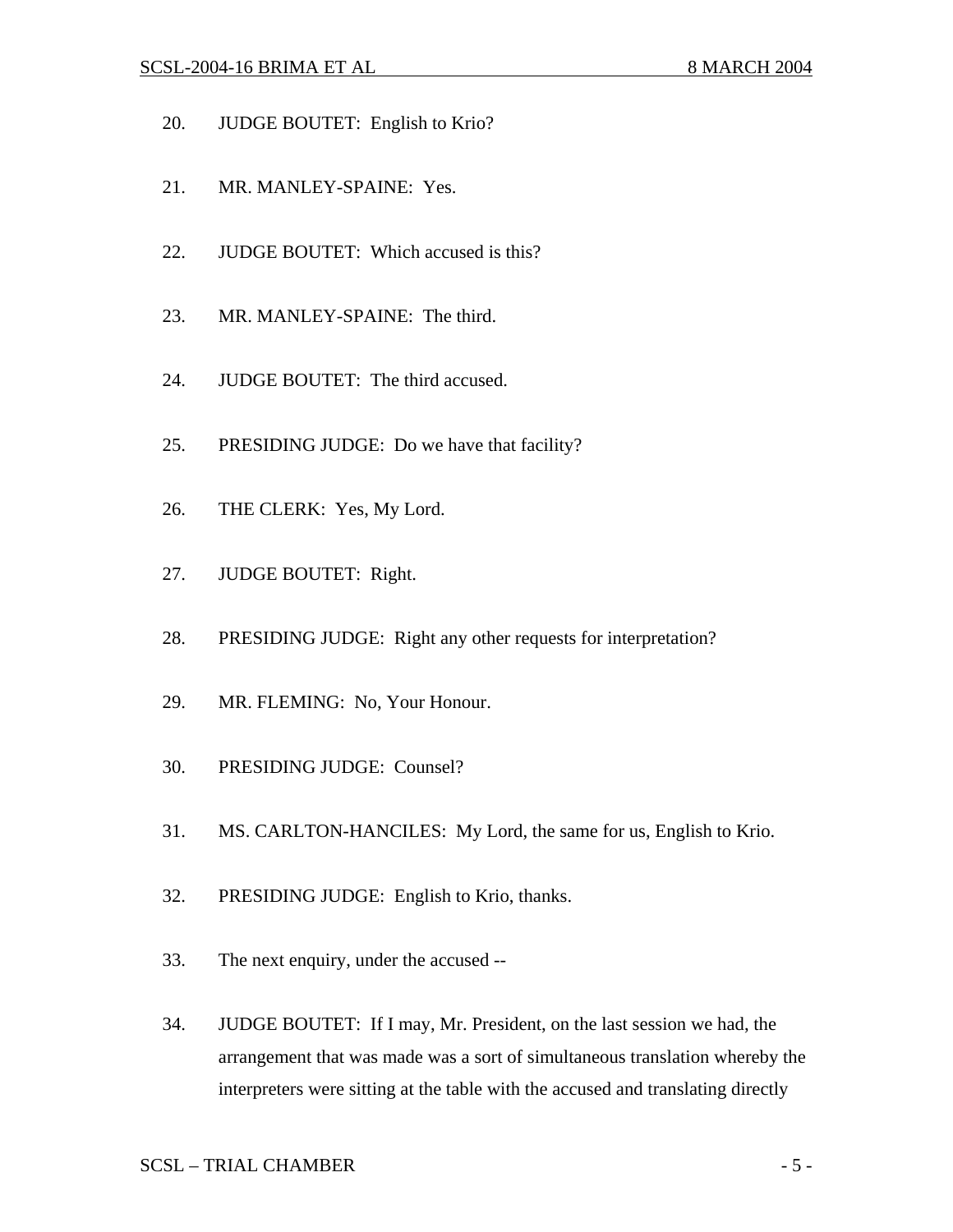20. JUDGE BOUTET: English to Krio?

21. MR. MANLEY-SPAINE: Yes.

22. JUDGE BOUTET: Which accused is this?

23. MR. MANLEY-SPAINE: The third.

24. JUDGE BOUTET: The third accused.

25. PRESIDING JUDGE: Do we have that facility?

26. THE CLERK: Yes, My Lord.

27. JUDGE BOUTET: Right.

28. PRESIDING JUDGE: Right any other requests for interpretation?

29. MR. FLEMING: No, Your Honour.

30. PRESIDING JUDGE: Counsel?

31. MS. CARLTON-HANCILES: My Lord, the same for us, English to Krio.

32. PRESIDING JUDGE: English to Krio, thanks.

33. The next enquiry, under the accused --

34. JUDGE BOUTET: If I may, Mr. President, on the last session we had, the arrangement that was made was a sort of simultaneous translation whereby the interpreters were sitting at the table with the accused and translating directly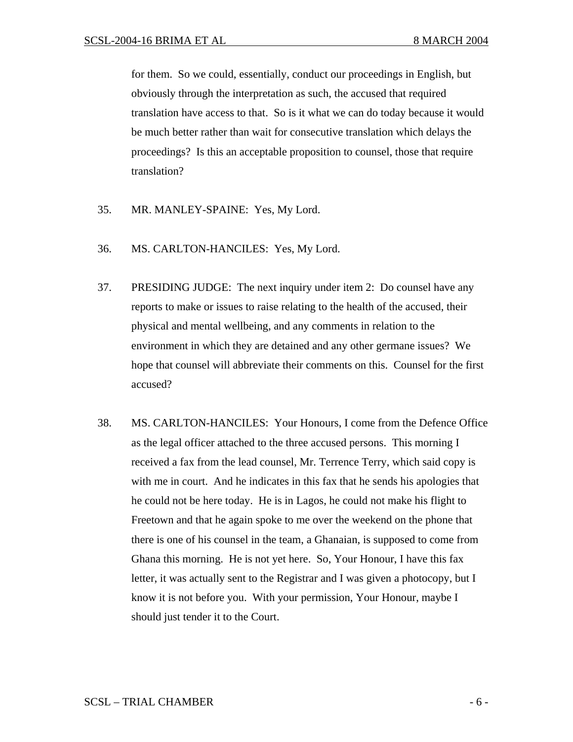for them. So we could, essentially, conduct our proceedings in English, but obviously through the interpretation as such, the accused that required translation have access to that. So is it what we can do today because it would be much better rather than wait for consecutive translation which delays the proceedings? Is this an acceptable proposition to counsel, those that require translation?

35. MR. MANLEY-SPAINE: Yes, My Lord.

36. MS. CARLTON-HANCILES: Yes, My Lord.

37. PRESIDING JUDGE: The next inquiry under item 2: Do counsel have any reports to make or issues to raise relating to the health of the accused, their physical and mental wellbeing, and any comments in relation to the environment in which they are detained and any other germane issues? We hope that counsel will abbreviate their comments on this. Counsel for the first accused?

38. MS. CARLTON-HANCILES: Your Honours, I come from the Defence Office as the legal officer attached to the three accused persons. This morning I received a fax from the lead counsel, Mr. Terrence Terry, which said copy is with me in court. And he indicates in this fax that he sends his apologies that he could not be here today. He is in Lagos, he could not make his flight to Freetown and that he again spoke to me over the weekend on the phone that there is one of his counsel in the team, a Ghanaian, is supposed to come from Ghana this morning. He is not yet here. So, Your Honour, I have this fax letter, it was actually sent to the Registrar and I was given a photocopy, but I know it is not before you. With your permission, Your Honour, maybe I should just tender it to the Court.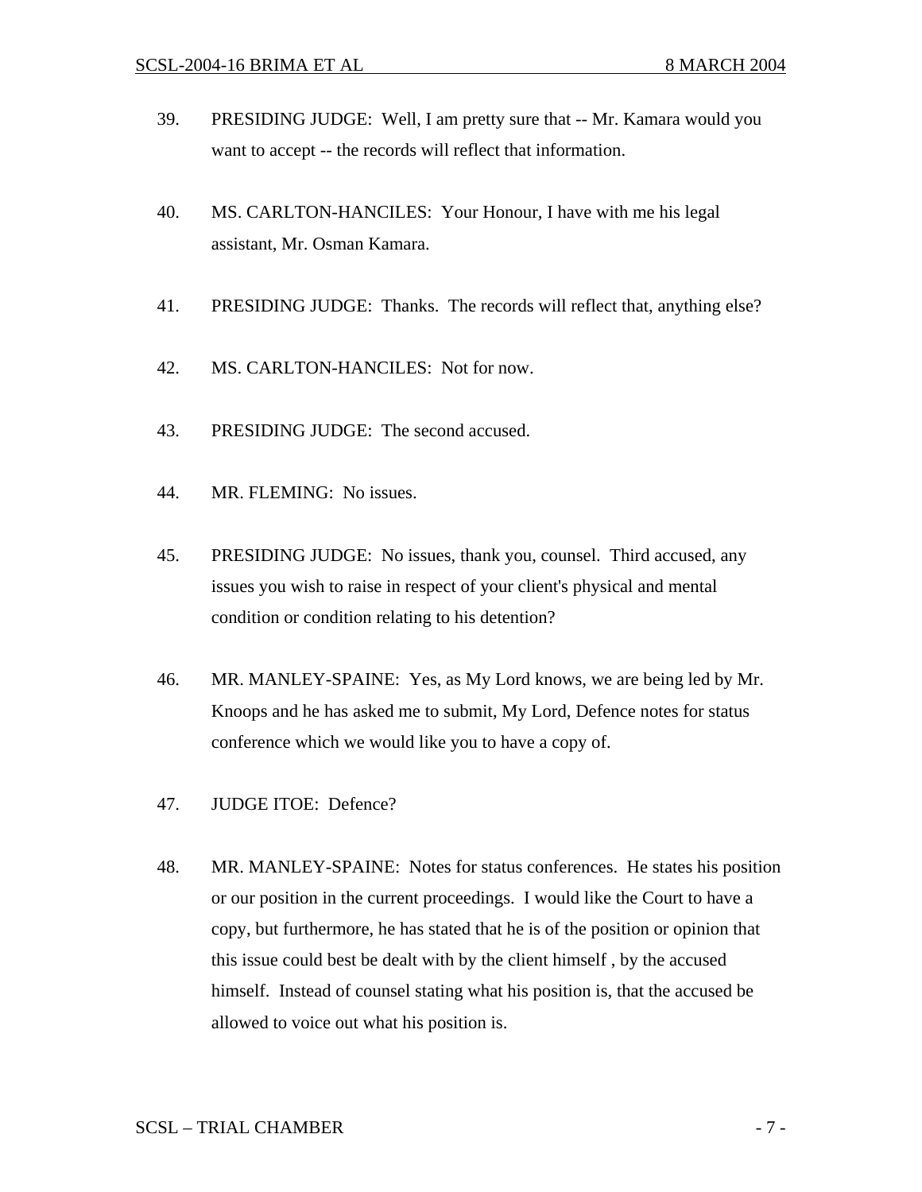39. PRESIDING JUDGE: Well, I am pretty sure that -- Mr. Kamara would you want to accept -- the records will reflect that information.

40. MS. CARLTON-HANCILES: Your Honour, I have with me his legal assistant, Mr. Osman Kamara.

41. PRESIDING JUDGE: Thanks. The records will reflect that, anything else?

42. MS. CARLTON-HANCILES: Not for now.

43. PRESIDING JUDGE: The second accused.

44. MR. FLEMING: No issues.

45. PRESIDING JUDGE: No issues, thank you, counsel. Third accused, any issues you wish to raise in respect of your client's physical and mental condition or condition relating to his detention?

46. MR. MANLEY-SPAINE: Yes, as My Lord knows, we are being led by Mr. Knoops and he has asked me to submit, My Lord, Defence notes for status conference which we would like you to have a copy of.

47. JUDGE ITOE: Defence?

48. MR. MANLEY-SPAINE: Notes for status conferences. He states his position or our position in the current proceedings. I would like the Court to have a copy, but furthermore, he has stated that he is of the position or opinion that this issue could best be dealt with by the client himself , by the accused himself. Instead of counsel stating what his position is, that the accused be allowed to voice out what his position is.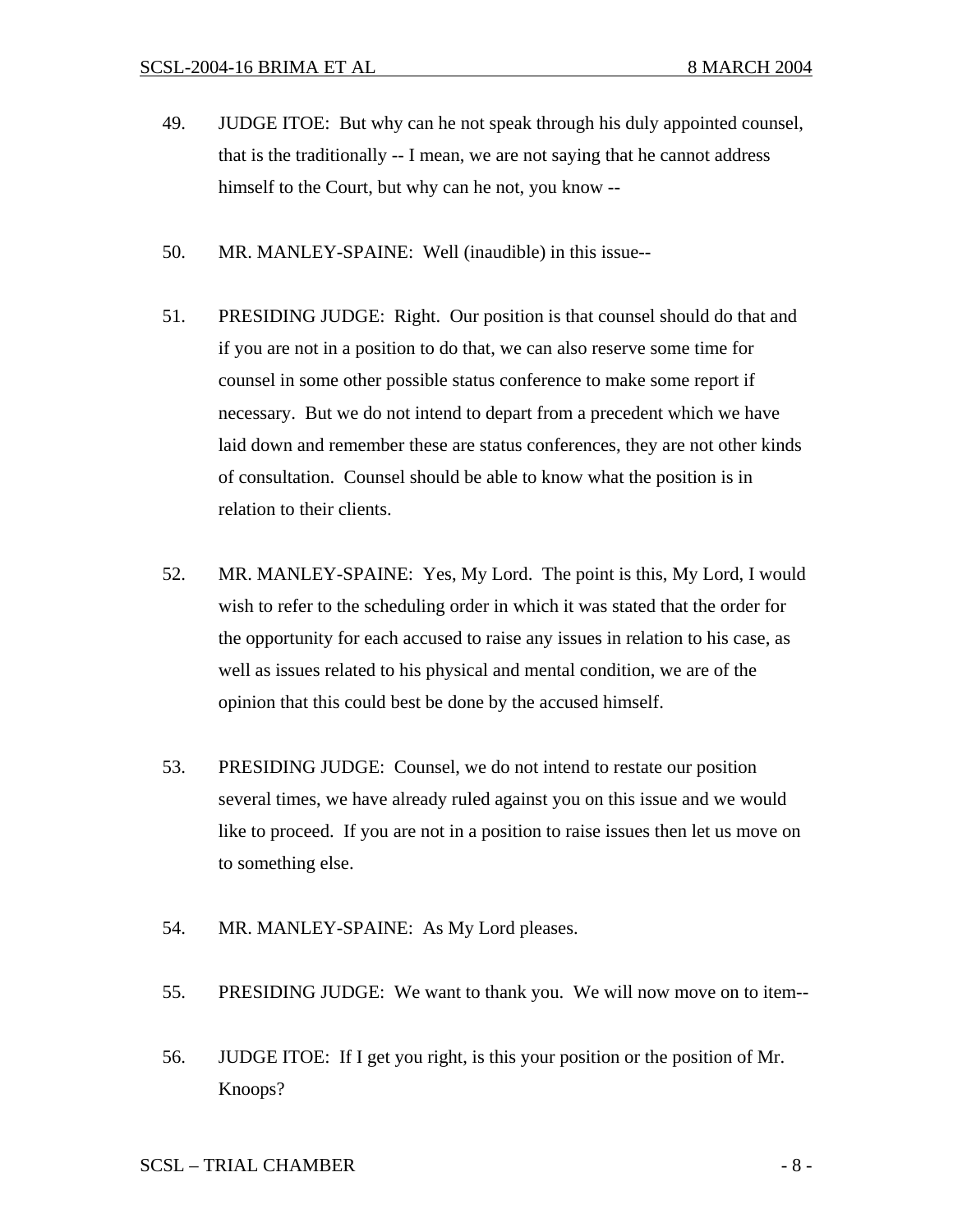49. JUDGE ITOE: But why can he not speak through his duly appointed counsel, that is the traditionally -- I mean, we are not saying that he cannot address himself to the Court, but why can he not, you know --

50. MR. MANLEY-SPAINE: Well (inaudible) in this issue--

51. PRESIDING JUDGE: Right. Our position is that counsel should do that and if you are not in a position to do that, we can also reserve some time for counsel in some other possible status conference to make some report if necessary. But we do not intend to depart from a precedent which we have laid down and remember these are status conferences, they are not other kinds of consultation. Counsel should be able to know what the position is in relation to their clients.

52. MR. MANLEY-SPAINE: Yes, My Lord. The point is this, My Lord, I would wish to refer to the scheduling order in which it was stated that the order for the opportunity for each accused to raise any issues in relation to his case, as well as issues related to his physical and mental condition, we are of the opinion that this could best be done by the accused himself.

53. PRESIDING JUDGE: Counsel, we do not intend to restate our position several times, we have already ruled against you on this issue and we would like to proceed. If you are not in a position to raise issues then let us move on to something else.

54. MR. MANLEY-SPAINE: As My Lord pleases.

55. PRESIDING JUDGE: We want to thank you. We will now move on to item--

56. JUDGE ITOE: If I get you right, is this your position or the position of Mr. Knoops?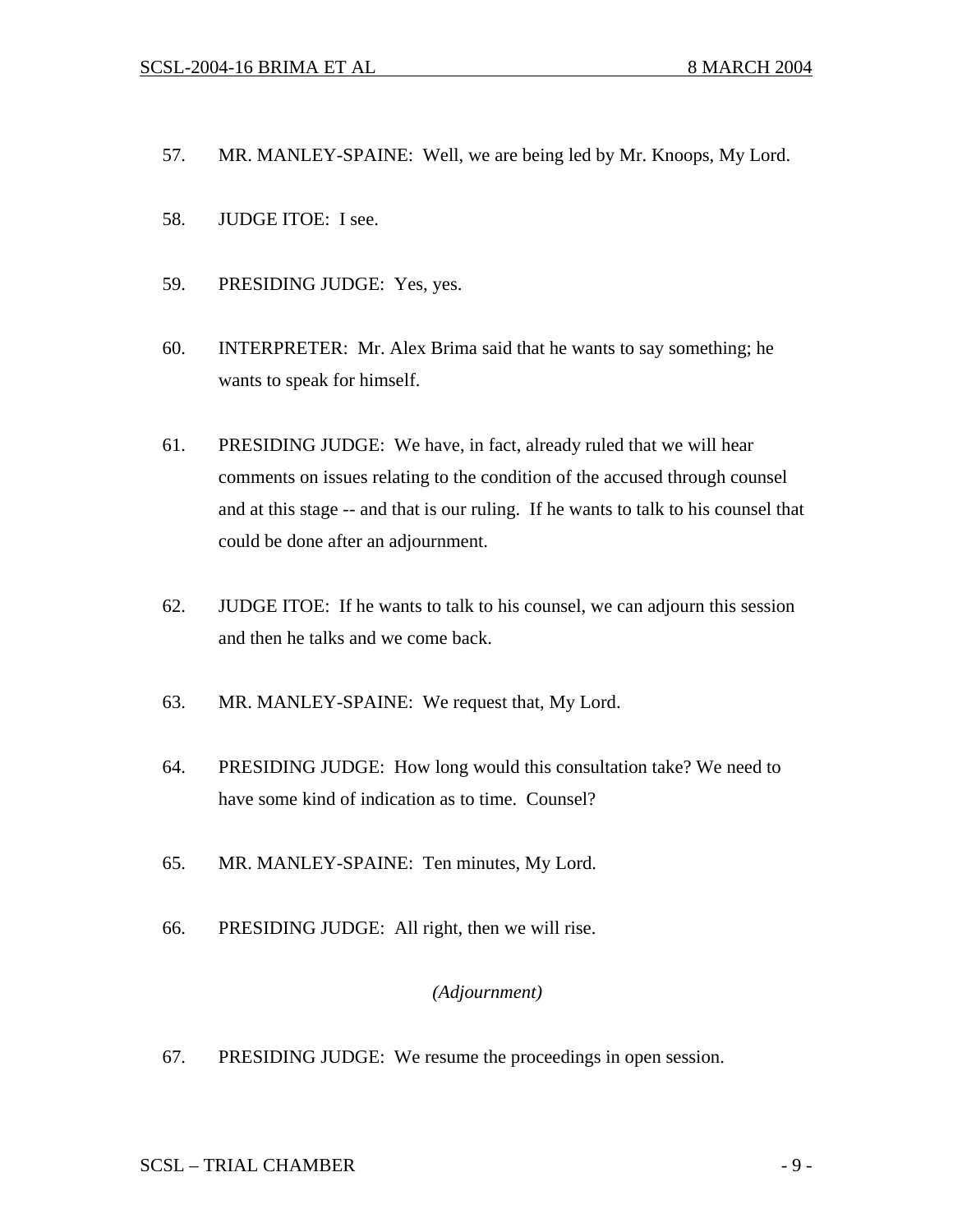57. MR. MANLEY-SPAINE: Well, we are being led by Mr. Knoops, My Lord.

58. JUDGE ITOE: I see.

59. PRESIDING JUDGE: Yes, yes.

60. INTERPRETER: Mr. Alex Brima said that he wants to say something; he wants to speak for himself.

61. PRESIDING JUDGE: We have, in fact, already ruled that we will hear comments on issues relating to the condition of the accused through counsel and at this stage -- and that is our ruling. If he wants to talk to his counsel that could be done after an adjournment.

62. JUDGE ITOE: If he wants to talk to his counsel, we can adjourn this session and then he talks and we come back.

63. MR. MANLEY-SPAINE: We request that, My Lord.

64. PRESIDING JUDGE: How long would this consultation take? We need to have some kind of indication as to time. Counsel?

65. MR. MANLEY-SPAINE: Ten minutes, My Lord.

66. PRESIDING JUDGE: All right, then we will rise.

*(Adjournment)*

67. PRESIDING JUDGE: We resume the proceedings in open session.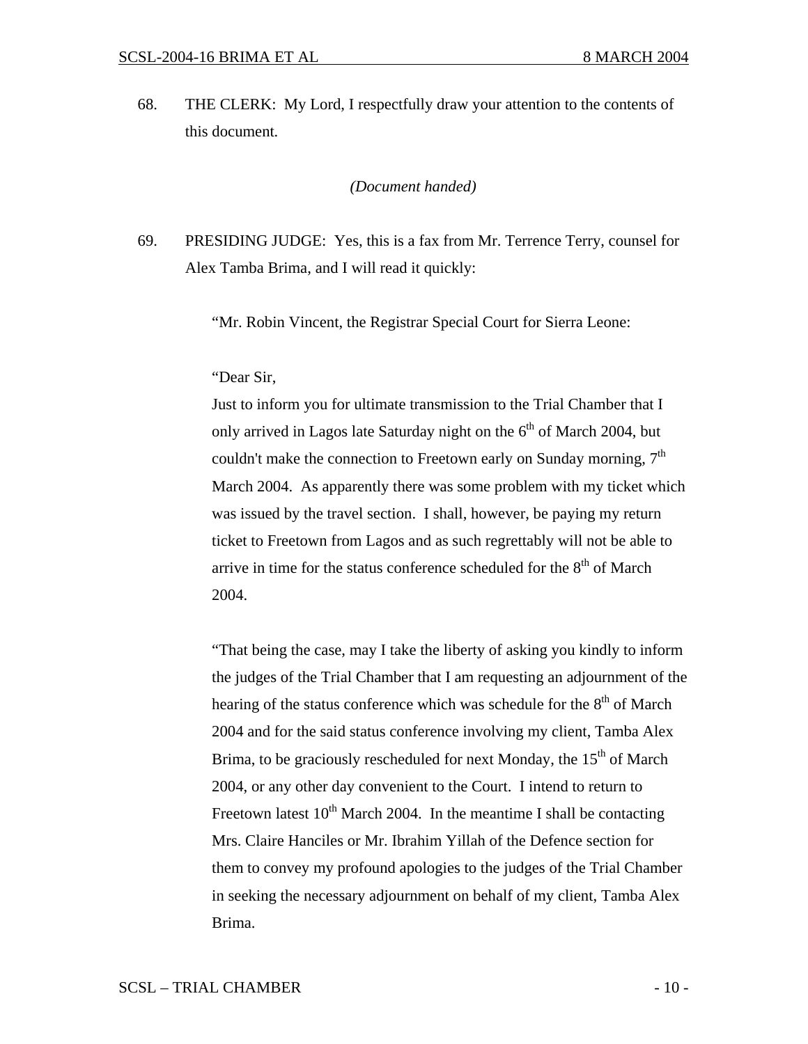68. THE CLERK: My Lord, I respectfully draw your attention to the contents of this document.

*(Document handed)*

69. PRESIDING JUDGE: Yes, this is a fax from Mr. Terrence Terry, counsel for Alex Tamba Brima, and I will read it quickly:

> "Mr. Robin Vincent, the Registrar Special Court for Sierra Leone:
>
> "Dear Sir,
> Just to inform you for ultimate transmission to the Trial Chamber that I only arrived in Lagos late Saturday night on the 6th of March 2004, but couldn't make the connection to Freetown early on Sunday morning, 7th March 2004. As apparently there was some problem with my ticket which was issued by the travel section. I shall, however, be paying my return ticket to Freetown from Lagos and as such regrettably will not be able to arrive in time for the status conference scheduled for the 8th of March 2004.
>
> "That being the case, may I take the liberty of asking you kindly to inform the judges of the Trial Chamber that I am requesting an adjournment of the hearing of the status conference which was schedule for the 8th of March 2004 and for the said status conference involving my client, Tamba Alex Brima, to be graciously rescheduled for next Monday, the 15th of March 2004, or any other day convenient to the Court. I intend to return to Freetown latest 10th March 2004. In the meantime I shall be contacting Mrs. Claire Hanciles or Mr. Ibrahim Yillah of the Defence section for them to convey my profound apologies to the judges of the Trial Chamber in seeking the necessary adjournment on behalf of my client, Tamba Alex Brima.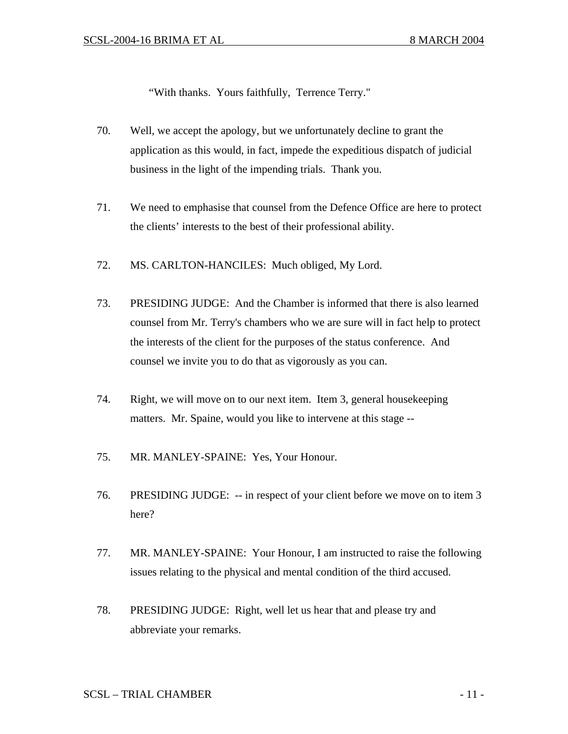"With thanks. Yours faithfully, Terrence Terry."

70. Well, we accept the apology, but we unfortunately decline to grant the application as this would, in fact, impede the expeditious dispatch of judicial business in the light of the impending trials. Thank you.

71. We need to emphasise that counsel from the Defence Office are here to protect the clients' interests to the best of their professional ability.

72. MS. CARLTON-HANCILES: Much obliged, My Lord.

73. PRESIDING JUDGE: And the Chamber is informed that there is also learned counsel from Mr. Terry's chambers who we are sure will in fact help to protect the interests of the client for the purposes of the status conference. And counsel we invite you to do that as vigorously as you can.

74. Right, we will move on to our next item. Item 3, general housekeeping matters. Mr. Spaine, would you like to intervene at this stage --

75. MR. MANLEY-SPAINE: Yes, Your Honour.

76. PRESIDING JUDGE: -- in respect of your client before we move on to item 3 here?

77. MR. MANLEY-SPAINE: Your Honour, I am instructed to raise the following issues relating to the physical and mental condition of the third accused.

78. PRESIDING JUDGE: Right, well let us hear that and please try and abbreviate your remarks.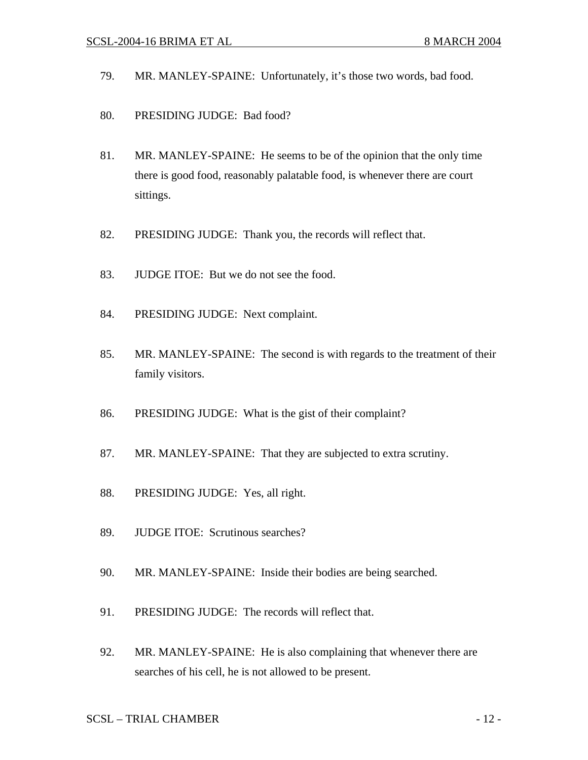79. MR. MANLEY-SPAINE: Unfortunately, it's those two words, bad food.

80. PRESIDING JUDGE: Bad food?

81. MR. MANLEY-SPAINE: He seems to be of the opinion that the only time there is good food, reasonably palatable food, is whenever there are court sittings.

82. PRESIDING JUDGE: Thank you, the records will reflect that.

83. JUDGE ITOE: But we do not see the food.

84. PRESIDING JUDGE: Next complaint.

85. MR. MANLEY-SPAINE: The second is with regards to the treatment of their family visitors.

86. PRESIDING JUDGE: What is the gist of their complaint?

87. MR. MANLEY-SPAINE: That they are subjected to extra scrutiny.

88. PRESIDING JUDGE: Yes, all right.

89. JUDGE ITOE: Scrutinous searches?

90. MR. MANLEY-SPAINE: Inside their bodies are being searched.

91. PRESIDING JUDGE: The records will reflect that.

92. MR. MANLEY-SPAINE: He is also complaining that whenever there are searches of his cell, he is not allowed to be present.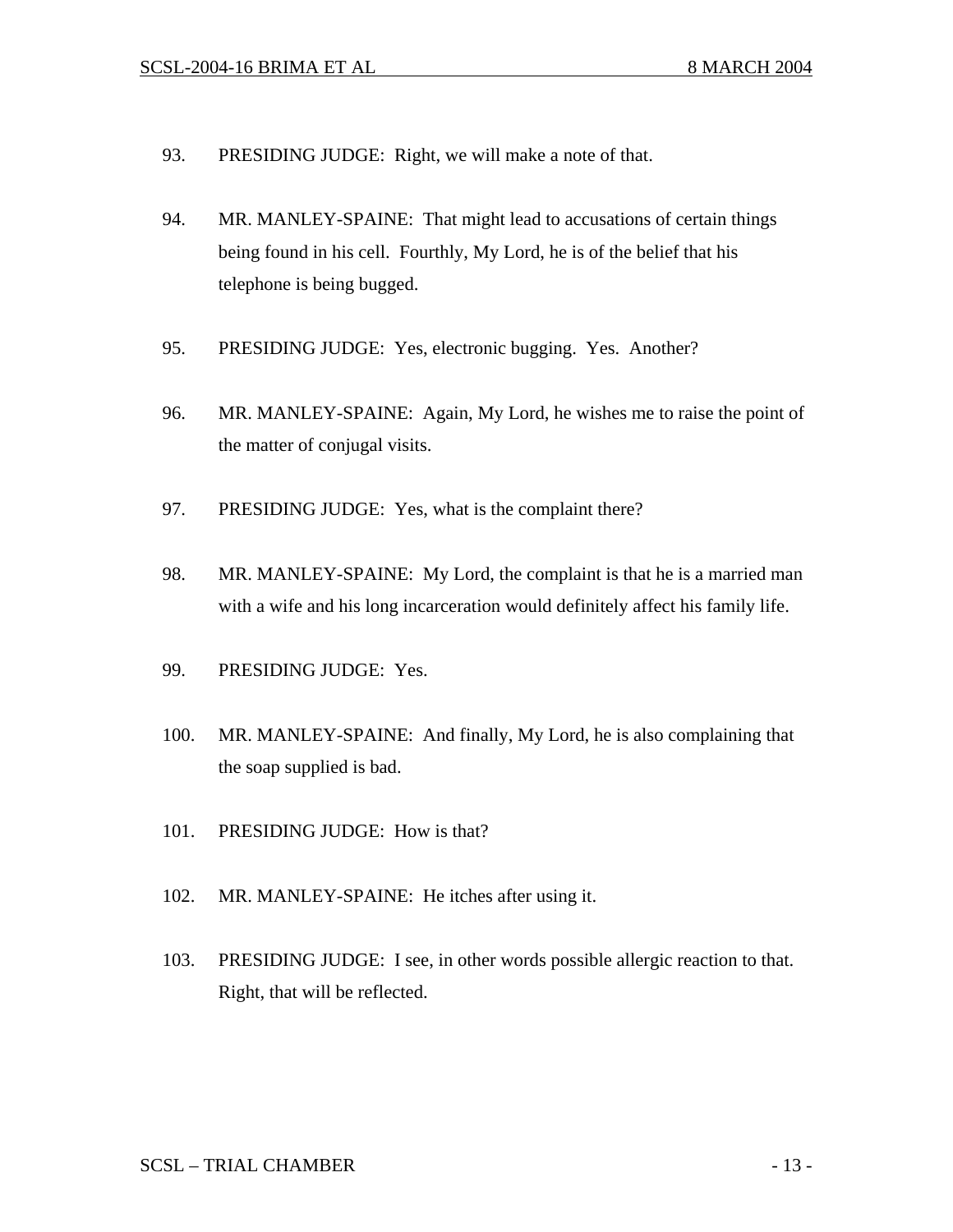93. PRESIDING JUDGE: Right, we will make a note of that.

94. MR. MANLEY-SPAINE: That might lead to accusations of certain things being found in his cell. Fourthly, My Lord, he is of the belief that his telephone is being bugged.

95. PRESIDING JUDGE: Yes, electronic bugging. Yes. Another?

96. MR. MANLEY-SPAINE: Again, My Lord, he wishes me to raise the point of the matter of conjugal visits.

97. PRESIDING JUDGE: Yes, what is the complaint there?

98. MR. MANLEY-SPAINE: My Lord, the complaint is that he is a married man with a wife and his long incarceration would definitely affect his family life.

99. PRESIDING JUDGE: Yes.

100. MR. MANLEY-SPAINE: And finally, My Lord, he is also complaining that the soap supplied is bad.

101. PRESIDING JUDGE: How is that?

102. MR. MANLEY-SPAINE: He itches after using it.

103. PRESIDING JUDGE: I see, in other words possible allergic reaction to that. Right, that will be reflected.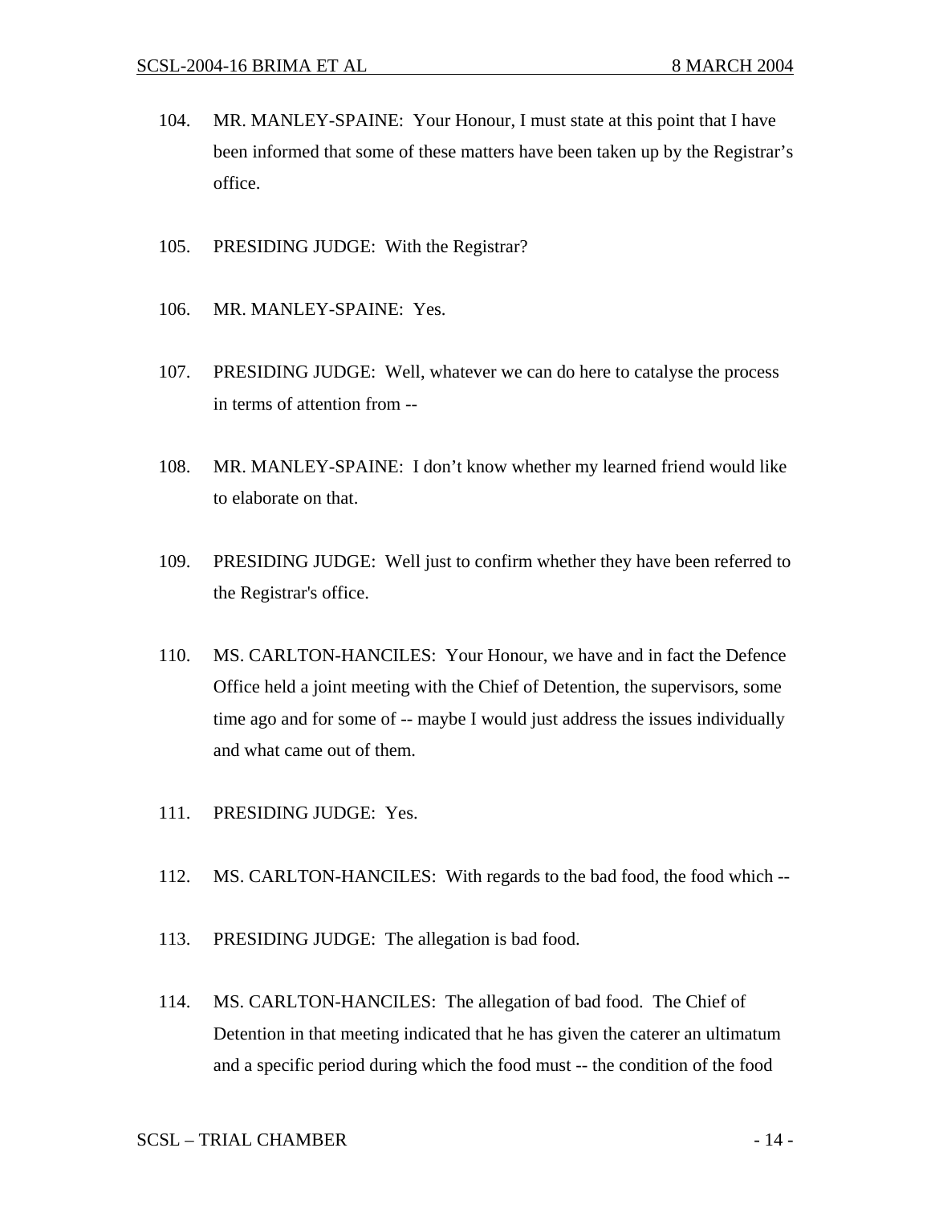104. MR. MANLEY-SPAINE: Your Honour, I must state at this point that I have been informed that some of these matters have been taken up by the Registrar's office.

105. PRESIDING JUDGE: With the Registrar?

106. MR. MANLEY-SPAINE: Yes.

107. PRESIDING JUDGE: Well, whatever we can do here to catalyse the process in terms of attention from --

108. MR. MANLEY-SPAINE: I don't know whether my learned friend would like to elaborate on that.

109. PRESIDING JUDGE: Well just to confirm whether they have been referred to the Registrar's office.

110. MS. CARLTON-HANCILES: Your Honour, we have and in fact the Defence Office held a joint meeting with the Chief of Detention, the supervisors, some time ago and for some of -- maybe I would just address the issues individually and what came out of them.

111. PRESIDING JUDGE: Yes.

112. MS. CARLTON-HANCILES: With regards to the bad food, the food which --

113. PRESIDING JUDGE: The allegation is bad food.

114. MS. CARLTON-HANCILES: The allegation of bad food. The Chief of Detention in that meeting indicated that he has given the caterer an ultimatum and a specific period during which the food must -- the condition of the food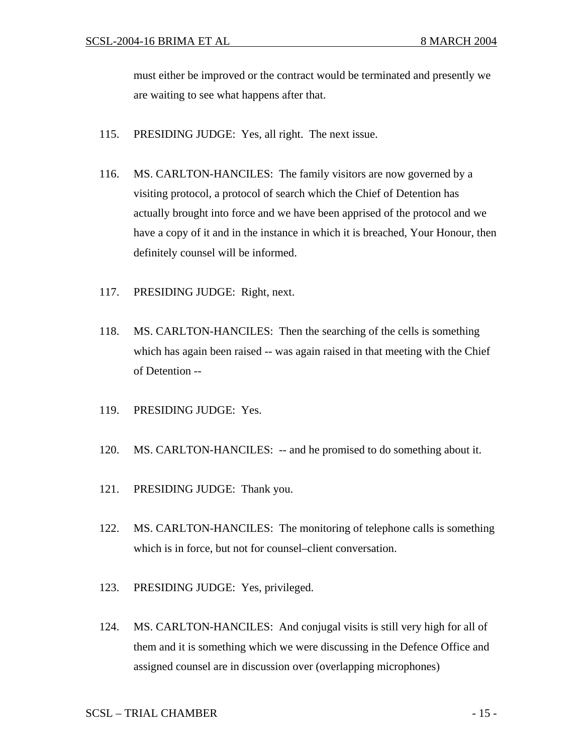must either be improved or the contract would be terminated and presently we are waiting to see what happens after that.

115. PRESIDING JUDGE: Yes, all right. The next issue.

116. MS. CARLTON-HANCILES: The family visitors are now governed by a visiting protocol, a protocol of search which the Chief of Detention has actually brought into force and we have been apprised of the protocol and we have a copy of it and in the instance in which it is breached, Your Honour, then definitely counsel will be informed.

117. PRESIDING JUDGE: Right, next.

118. MS. CARLTON-HANCILES: Then the searching of the cells is something which has again been raised -- was again raised in that meeting with the Chief of Detention --

119. PRESIDING JUDGE: Yes.

120. MS. CARLTON-HANCILES: -- and he promised to do something about it.

121. PRESIDING JUDGE: Thank you.

122. MS. CARLTON-HANCILES: The monitoring of telephone calls is something which is in force, but not for counsel–client conversation.

123. PRESIDING JUDGE: Yes, privileged.

124. MS. CARLTON-HANCILES: And conjugal visits is still very high for all of them and it is something which we were discussing in the Defence Office and assigned counsel are in discussion over (overlapping microphones)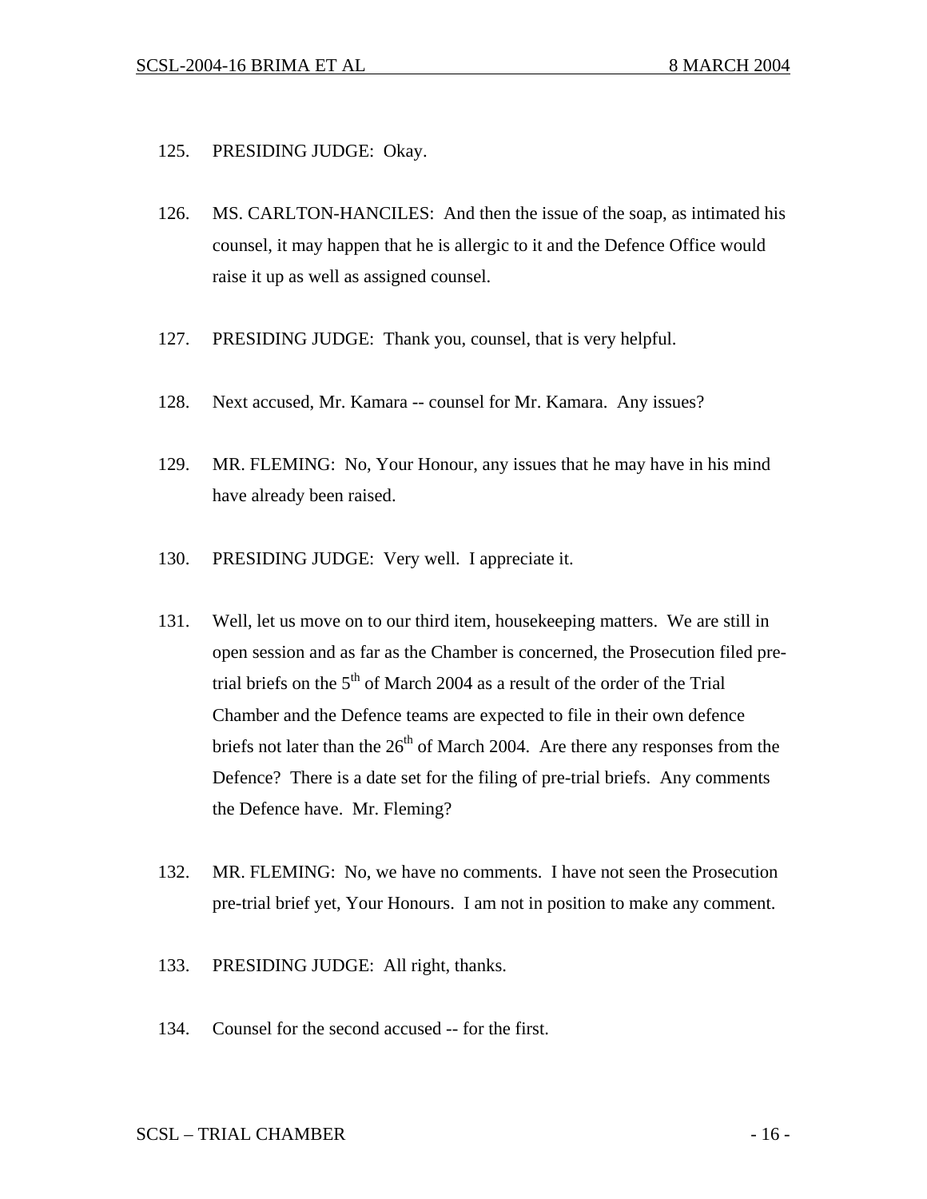125. PRESIDING JUDGE: Okay.

126. MS. CARLTON-HANCILES: And then the issue of the soap, as intimated his counsel, it may happen that he is allergic to it and the Defence Office would raise it up as well as assigned counsel.

127. PRESIDING JUDGE: Thank you, counsel, that is very helpful.

128. Next accused, Mr. Kamara -- counsel for Mr. Kamara. Any issues?

129. MR. FLEMING: No, Your Honour, any issues that he may have in his mind have already been raised.

130. PRESIDING JUDGE: Very well. I appreciate it.

131. Well, let us move on to our third item, housekeeping matters. We are still in open session and as far as the Chamber is concerned, the Prosecution filed pre-trial briefs on the 5th of March 2004 as a result of the order of the Trial Chamber and the Defence teams are expected to file in their own defence briefs not later than the 26th of March 2004. Are there any responses from the Defence? There is a date set for the filing of pre-trial briefs. Any comments the Defence have. Mr. Fleming?

132. MR. FLEMING: No, we have no comments. I have not seen the Prosecution pre-trial brief yet, Your Honours. I am not in position to make any comment.

133. PRESIDING JUDGE: All right, thanks.

134. Counsel for the second accused -- for the first.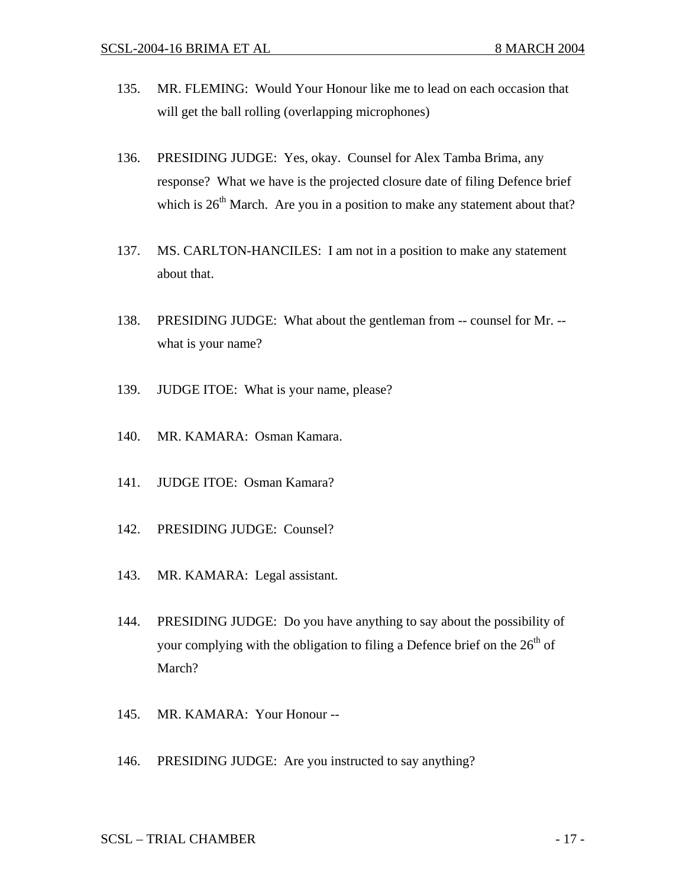135. MR. FLEMING: Would Your Honour like me to lead on each occasion that will get the ball rolling (overlapping microphones)

136. PRESIDING JUDGE: Yes, okay. Counsel for Alex Tamba Brima, any response? What we have is the projected closure date of filing Defence brief which is 26th March. Are you in a position to make any statement about that?

137. MS. CARLTON-HANCILES: I am not in a position to make any statement about that.

138. PRESIDING JUDGE: What about the gentleman from -- counsel for Mr. -- what is your name?

139. JUDGE ITOE: What is your name, please?

140. MR. KAMARA: Osman Kamara.

141. JUDGE ITOE: Osman Kamara?

142. PRESIDING JUDGE: Counsel?

143. MR. KAMARA: Legal assistant.

144. PRESIDING JUDGE: Do you have anything to say about the possibility of your complying with the obligation to filing a Defence brief on the 26th of March?

145. MR. KAMARA: Your Honour --

146. PRESIDING JUDGE: Are you instructed to say anything?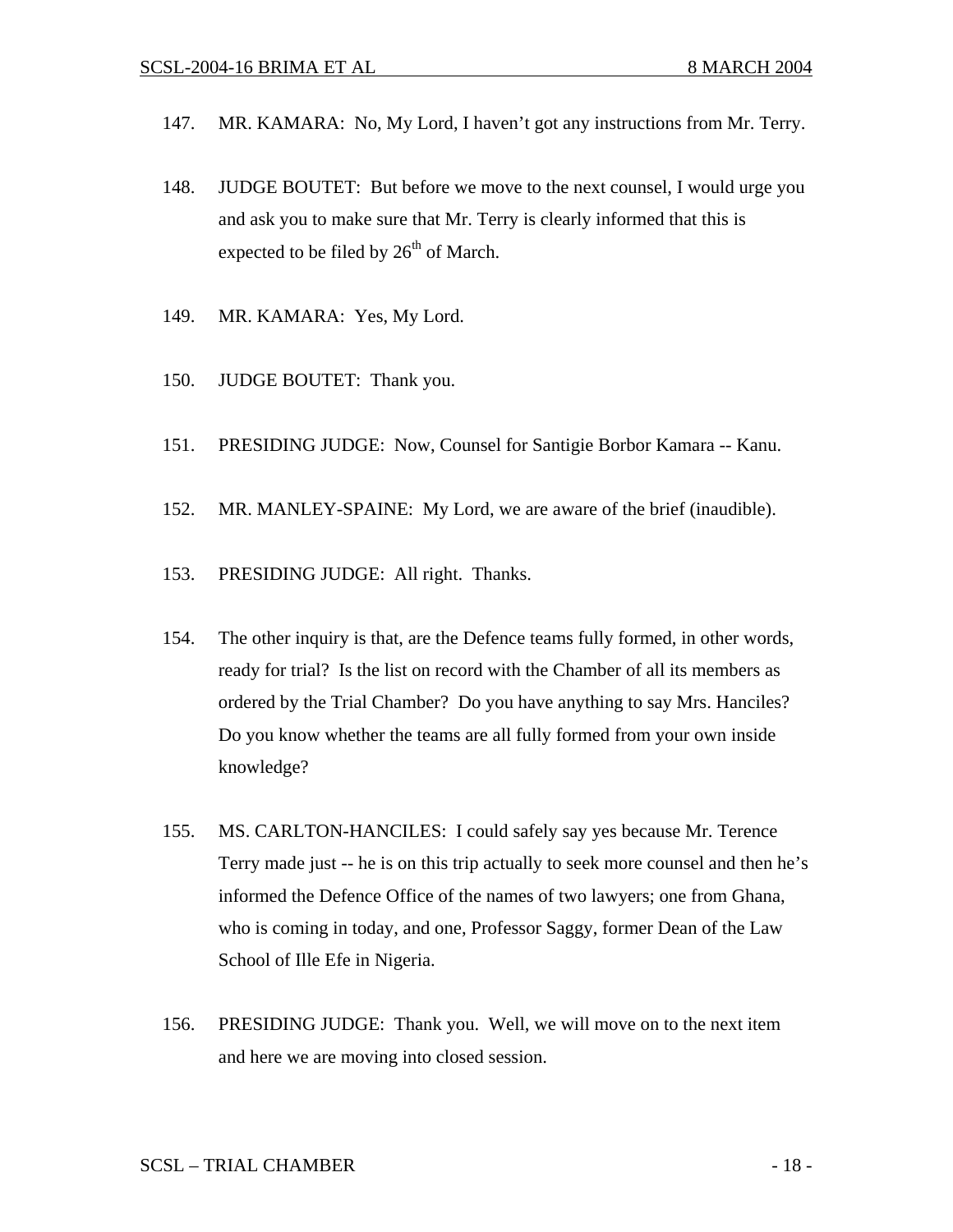147. MR. KAMARA: No, My Lord, I haven't got any instructions from Mr. Terry.

148. JUDGE BOUTET: But before we move to the next counsel, I would urge you and ask you to make sure that Mr. Terry is clearly informed that this is expected to be filed by 26th of March.

149. MR. KAMARA: Yes, My Lord.

150. JUDGE BOUTET: Thank you.

151. PRESIDING JUDGE: Now, Counsel for Santigie Borbor Kamara -- Kanu.

152. MR. MANLEY-SPAINE: My Lord, we are aware of the brief (inaudible).

153. PRESIDING JUDGE: All right. Thanks.

154. The other inquiry is that, are the Defence teams fully formed, in other words, ready for trial? Is the list on record with the Chamber of all its members as ordered by the Trial Chamber? Do you have anything to say Mrs. Hanciles? Do you know whether the teams are all fully formed from your own inside knowledge?

155. MS. CARLTON-HANCILES: I could safely say yes because Mr. Terence Terry made just -- he is on this trip actually to seek more counsel and then he's informed the Defence Office of the names of two lawyers; one from Ghana, who is coming in today, and one, Professor Saggy, former Dean of the Law School of Ille Efe in Nigeria.

156. PRESIDING JUDGE: Thank you. Well, we will move on to the next item and here we are moving into closed session.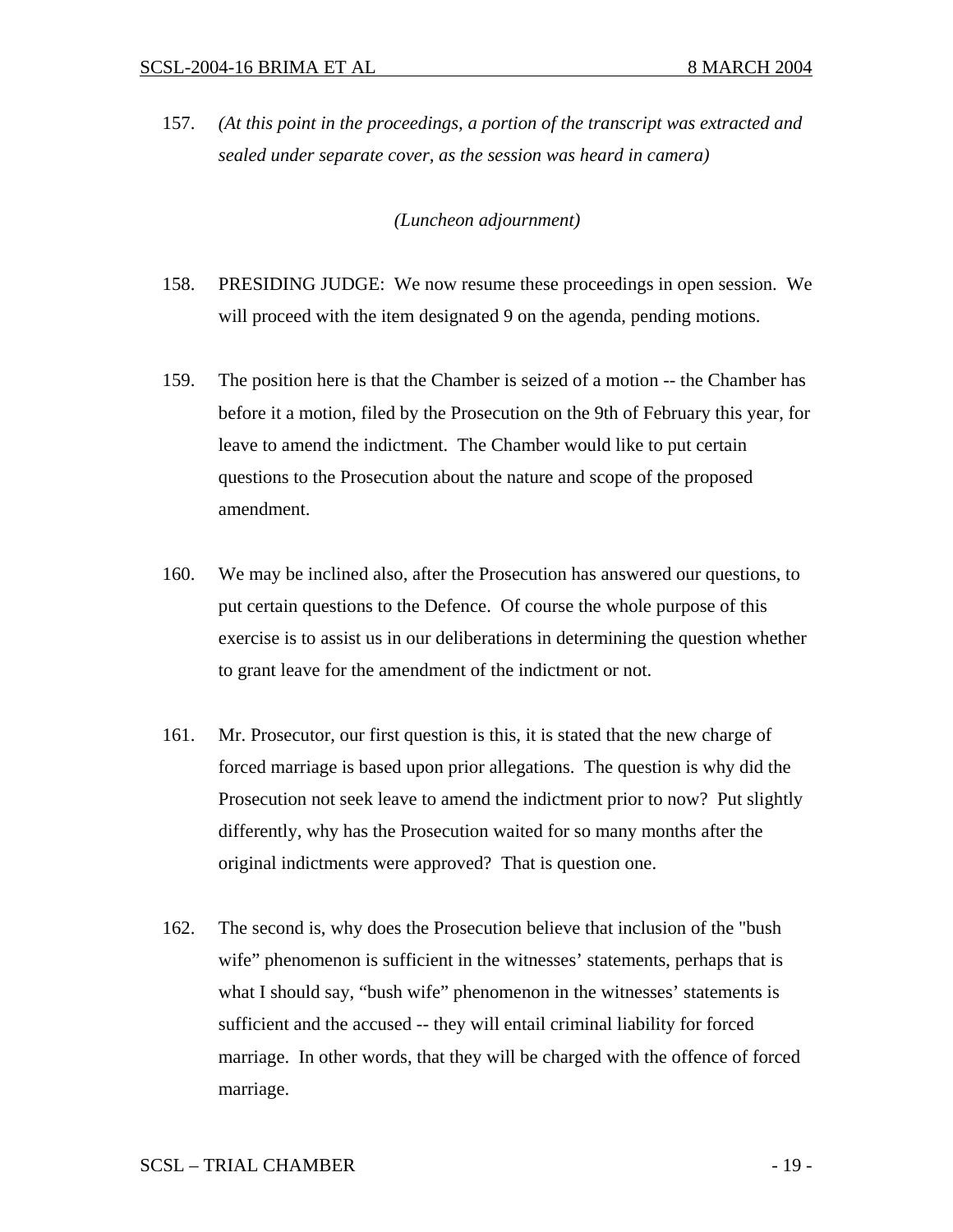157. *(At this point in the proceedings, a portion of the transcript was extracted and sealed under separate cover, as the session was heard in camera)*

*(Luncheon adjournment)*

158. PRESIDING JUDGE: We now resume these proceedings in open session. We will proceed with the item designated 9 on the agenda, pending motions.

159. The position here is that the Chamber is seized of a motion -- the Chamber has before it a motion, filed by the Prosecution on the 9th of February this year, for leave to amend the indictment. The Chamber would like to put certain questions to the Prosecution about the nature and scope of the proposed amendment.

160. We may be inclined also, after the Prosecution has answered our questions, to put certain questions to the Defence. Of course the whole purpose of this exercise is to assist us in our deliberations in determining the question whether to grant leave for the amendment of the indictment or not.

161. Mr. Prosecutor, our first question is this, it is stated that the new charge of forced marriage is based upon prior allegations. The question is why did the Prosecution not seek leave to amend the indictment prior to now? Put slightly differently, why has the Prosecution waited for so many months after the original indictments were approved? That is question one.

162. The second is, why does the Prosecution believe that inclusion of the "bush wife" phenomenon is sufficient in the witnesses' statements, perhaps that is what I should say, "bush wife" phenomenon in the witnesses' statements is sufficient and the accused -- they will entail criminal liability for forced marriage. In other words, that they will be charged with the offence of forced marriage.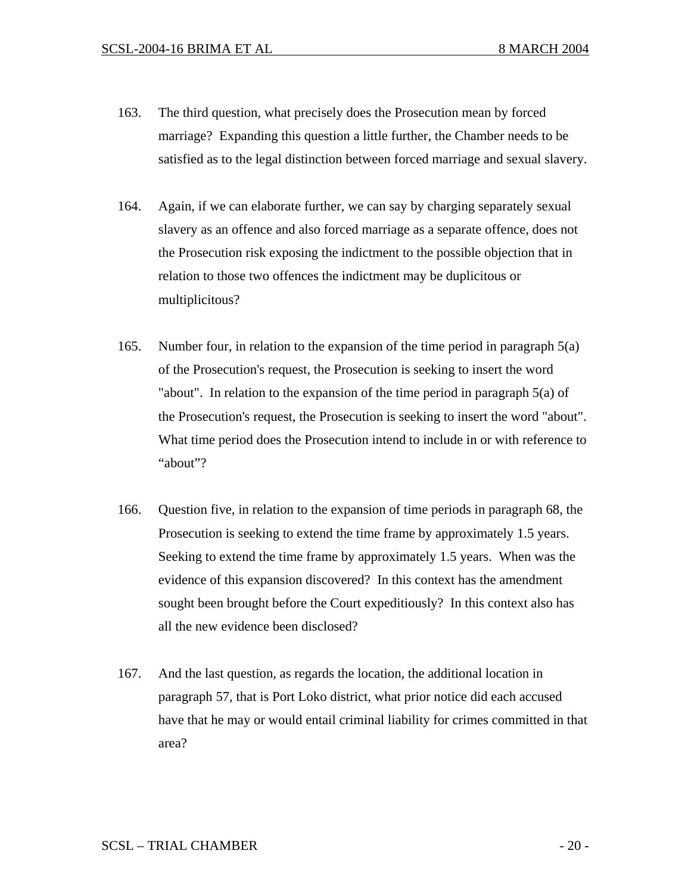163. The third question, what precisely does the Prosecution mean by forced marriage? Expanding this question a little further, the Chamber needs to be satisfied as to the legal distinction between forced marriage and sexual slavery.

164. Again, if we can elaborate further, we can say by charging separately sexual slavery as an offence and also forced marriage as a separate offence, does not the Prosecution risk exposing the indictment to the possible objection that in relation to those two offences the indictment may be duplicitous or multiplicitous?

165. Number four, in relation to the expansion of the time period in paragraph 5(a) of the Prosecution's request, the Prosecution is seeking to insert the word "about". In relation to the expansion of the time period in paragraph 5(a) of the Prosecution's request, the Prosecution is seeking to insert the word "about". What time period does the Prosecution intend to include in or with reference to "about"?

166. Question five, in relation to the expansion of time periods in paragraph 68, the Prosecution is seeking to extend the time frame by approximately 1.5 years. Seeking to extend the time frame by approximately 1.5 years. When was the evidence of this expansion discovered? In this context has the amendment sought been brought before the Court expeditiously? In this context also has all the new evidence been disclosed?

167. And the last question, as regards the location, the additional location in paragraph 57, that is Port Loko district, what prior notice did each accused have that he may or would entail criminal liability for crimes committed in that area?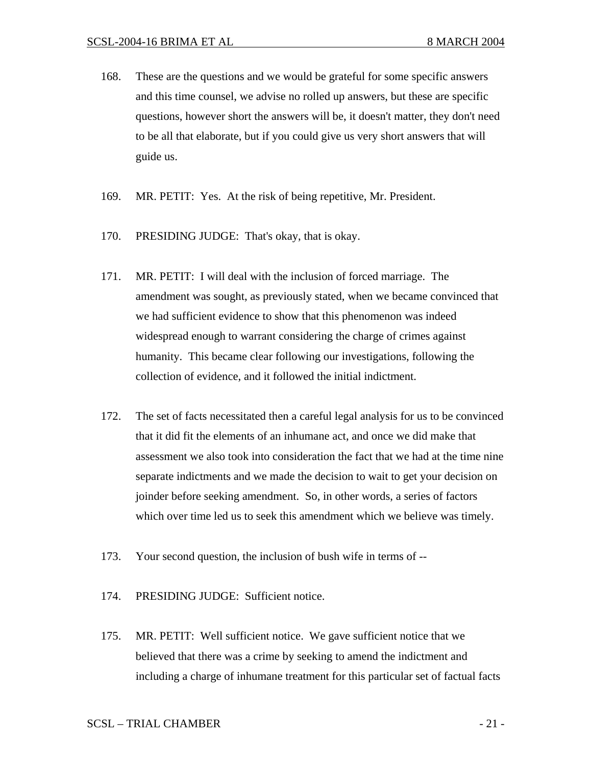168. These are the questions and we would be grateful for some specific answers and this time counsel, we advise no rolled up answers, but these are specific questions, however short the answers will be, it doesn't matter, they don't need to be all that elaborate, but if you could give us very short answers that will guide us.

169. MR. PETIT: Yes. At the risk of being repetitive, Mr. President.

170. PRESIDING JUDGE: That's okay, that is okay.

171. MR. PETIT: I will deal with the inclusion of forced marriage. The amendment was sought, as previously stated, when we became convinced that we had sufficient evidence to show that this phenomenon was indeed widespread enough to warrant considering the charge of crimes against humanity. This became clear following our investigations, following the collection of evidence, and it followed the initial indictment.

172. The set of facts necessitated then a careful legal analysis for us to be convinced that it did fit the elements of an inhumane act, and once we did make that assessment we also took into consideration the fact that we had at the time nine separate indictments and we made the decision to wait to get your decision on joinder before seeking amendment. So, in other words, a series of factors which over time led us to seek this amendment which we believe was timely.

173. Your second question, the inclusion of bush wife in terms of --

174. PRESIDING JUDGE: Sufficient notice.

175. MR. PETIT: Well sufficient notice. We gave sufficient notice that we believed that there was a crime by seeking to amend the indictment and including a charge of inhumane treatment for this particular set of factual facts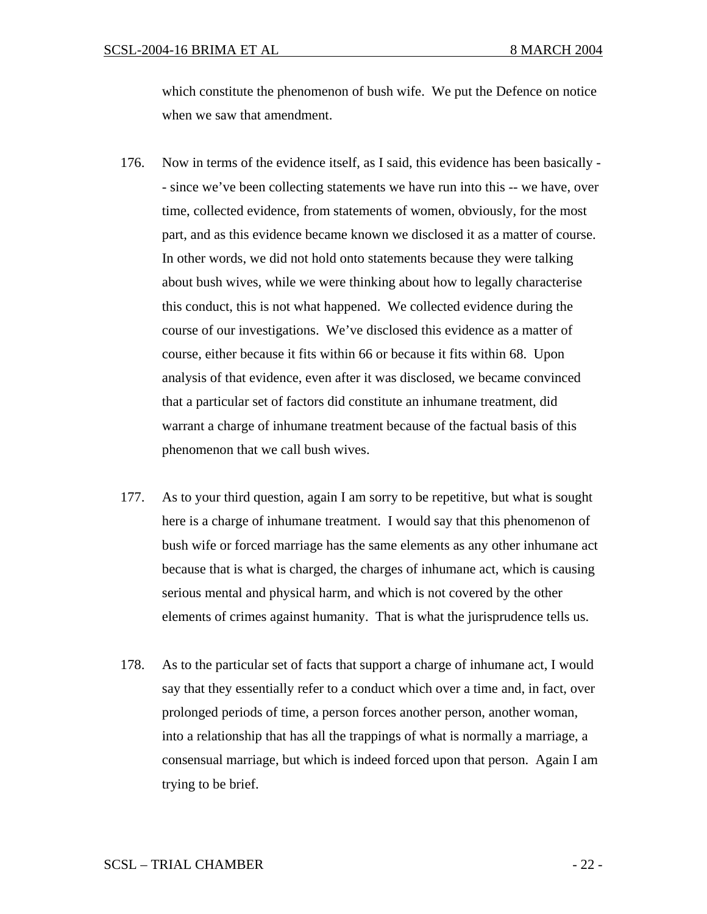which constitute the phenomenon of bush wife. We put the Defence on notice when we saw that amendment.

176. Now in terms of the evidence itself, as I said, this evidence has been basically -- since we've been collecting statements we have run into this -- we have, over time, collected evidence, from statements of women, obviously, for the most part, and as this evidence became known we disclosed it as a matter of course. In other words, we did not hold onto statements because they were talking about bush wives, while we were thinking about how to legally characterise this conduct, this is not what happened. We collected evidence during the course of our investigations. We've disclosed this evidence as a matter of course, either because it fits within 66 or because it fits within 68. Upon analysis of that evidence, even after it was disclosed, we became convinced that a particular set of factors did constitute an inhumane treatment, did warrant a charge of inhumane treatment because of the factual basis of this phenomenon that we call bush wives.

177. As to your third question, again I am sorry to be repetitive, but what is sought here is a charge of inhumane treatment. I would say that this phenomenon of bush wife or forced marriage has the same elements as any other inhumane act because that is what is charged, the charges of inhumane act, which is causing serious mental and physical harm, and which is not covered by the other elements of crimes against humanity. That is what the jurisprudence tells us.

178. As to the particular set of facts that support a charge of inhumane act, I would say that they essentially refer to a conduct which over a time and, in fact, over prolonged periods of time, a person forces another person, another woman, into a relationship that has all the trappings of what is normally a marriage, a consensual marriage, but which is indeed forced upon that person. Again I am trying to be brief.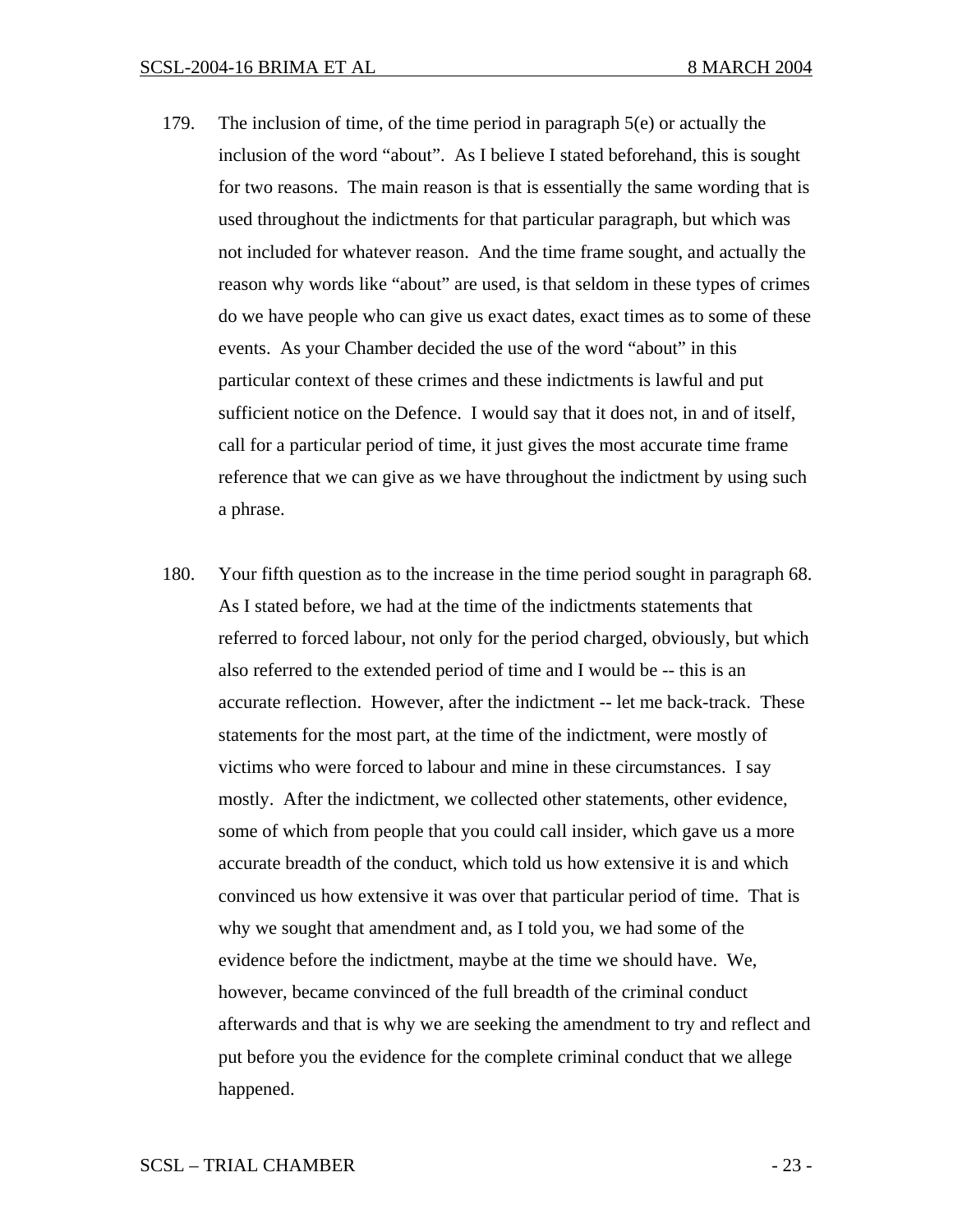179. The inclusion of time, of the time period in paragraph 5(e) or actually the inclusion of the word "about". As I believe I stated beforehand, this is sought for two reasons. The main reason is that is essentially the same wording that is used throughout the indictments for that particular paragraph, but which was not included for whatever reason. And the time frame sought, and actually the reason why words like "about" are used, is that seldom in these types of crimes do we have people who can give us exact dates, exact times as to some of these events. As your Chamber decided the use of the word "about" in this particular context of these crimes and these indictments is lawful and put sufficient notice on the Defence. I would say that it does not, in and of itself, call for a particular period of time, it just gives the most accurate time frame reference that we can give as we have throughout the indictment by using such a phrase.

180. Your fifth question as to the increase in the time period sought in paragraph 68. As I stated before, we had at the time of the indictments statements that referred to forced labour, not only for the period charged, obviously, but which also referred to the extended period of time and I would be -- this is an accurate reflection. However, after the indictment -- let me back-track. These statements for the most part, at the time of the indictment, were mostly of victims who were forced to labour and mine in these circumstances. I say mostly. After the indictment, we collected other statements, other evidence, some of which from people that you could call insider, which gave us a more accurate breadth of the conduct, which told us how extensive it is and which convinced us how extensive it was over that particular period of time. That is why we sought that amendment and, as I told you, we had some of the evidence before the indictment, maybe at the time we should have. We, however, became convinced of the full breadth of the criminal conduct afterwards and that is why we are seeking the amendment to try and reflect and put before you the evidence for the complete criminal conduct that we allege happened.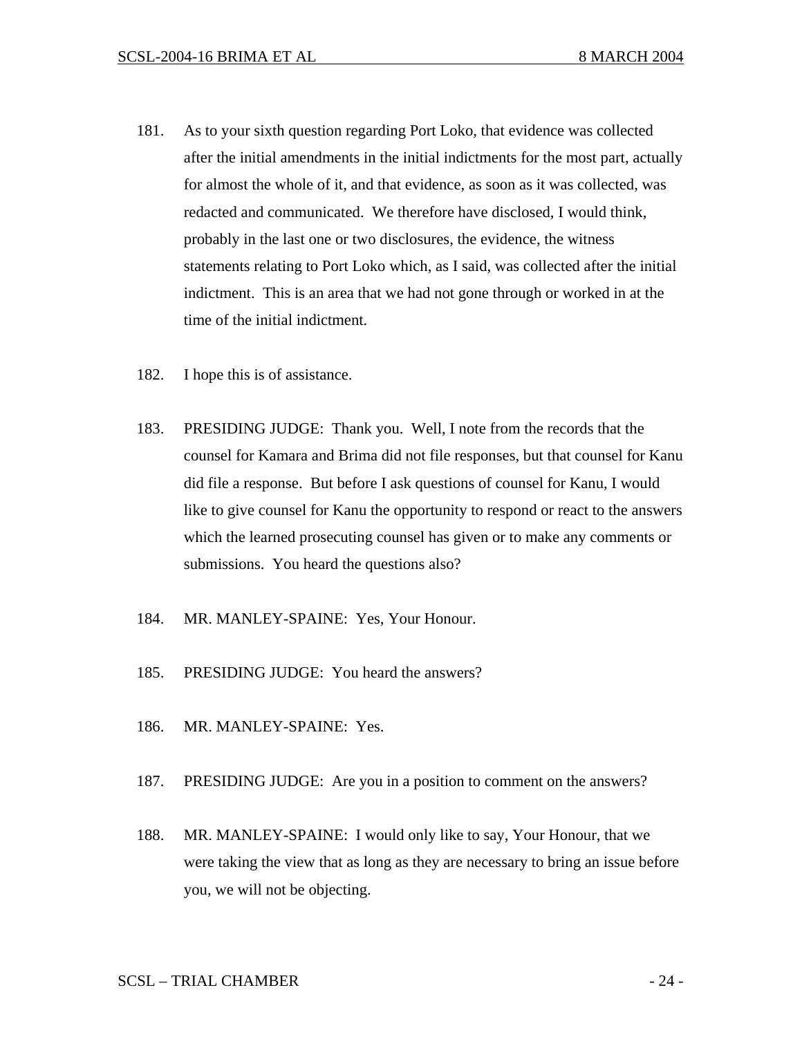181. As to your sixth question regarding Port Loko, that evidence was collected after the initial amendments in the initial indictments for the most part, actually for almost the whole of it, and that evidence, as soon as it was collected, was redacted and communicated. We therefore have disclosed, I would think, probably in the last one or two disclosures, the evidence, the witness statements relating to Port Loko which, as I said, was collected after the initial indictment. This is an area that we had not gone through or worked in at the time of the initial indictment.

182. I hope this is of assistance.

183. PRESIDING JUDGE: Thank you. Well, I note from the records that the counsel for Kamara and Brima did not file responses, but that counsel for Kanu did file a response. But before I ask questions of counsel for Kanu, I would like to give counsel for Kanu the opportunity to respond or react to the answers which the learned prosecuting counsel has given or to make any comments or submissions. You heard the questions also?

184. MR. MANLEY-SPAINE: Yes, Your Honour.

185. PRESIDING JUDGE: You heard the answers?

186. MR. MANLEY-SPAINE: Yes.

187. PRESIDING JUDGE: Are you in a position to comment on the answers?

188. MR. MANLEY-SPAINE: I would only like to say, Your Honour, that we were taking the view that as long as they are necessary to bring an issue before you, we will not be objecting.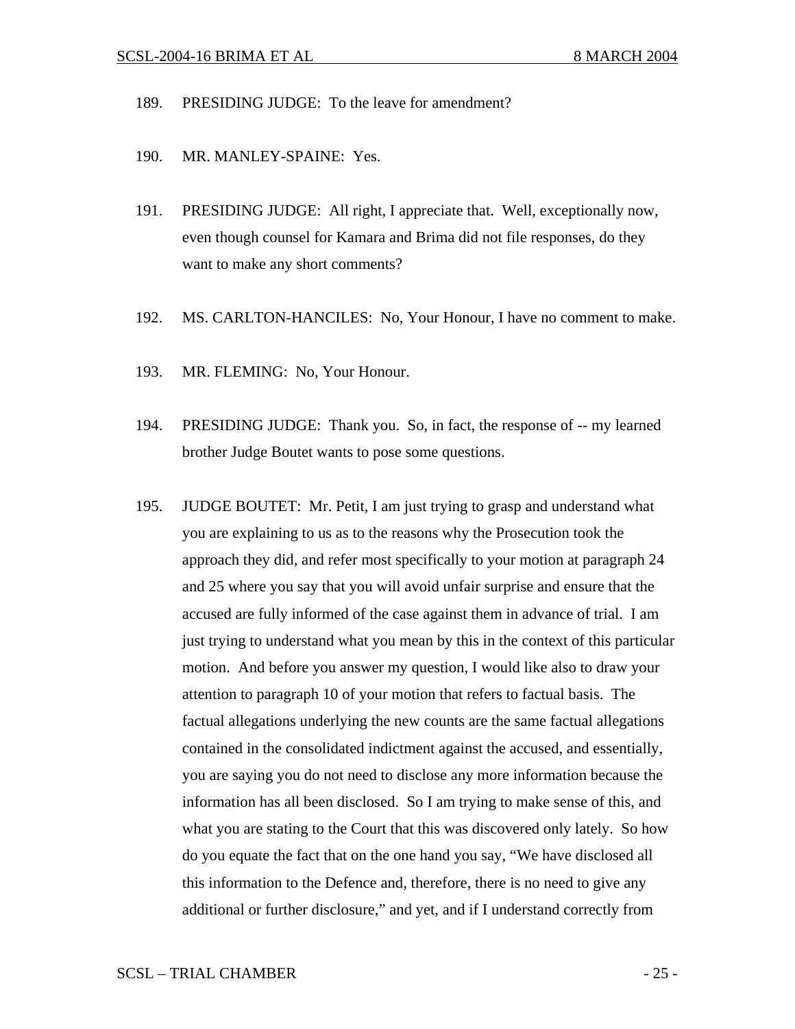189. PRESIDING JUDGE: To the leave for amendment?

190. MR. MANLEY-SPAINE: Yes.

191. PRESIDING JUDGE: All right, I appreciate that. Well, exceptionally now, even though counsel for Kamara and Brima did not file responses, do they want to make any short comments?

192. MS. CARLTON-HANCILES: No, Your Honour, I have no comment to make.

193. MR. FLEMING: No, Your Honour.

194. PRESIDING JUDGE: Thank you. So, in fact, the response of -- my learned brother Judge Boutet wants to pose some questions.

195. JUDGE BOUTET: Mr. Petit, I am just trying to grasp and understand what you are explaining to us as to the reasons why the Prosecution took the approach they did, and refer most specifically to your motion at paragraph 24 and 25 where you say that you will avoid unfair surprise and ensure that the accused are fully informed of the case against them in advance of trial. I am just trying to understand what you mean by this in the context of this particular motion. And before you answer my question, I would like also to draw your attention to paragraph 10 of your motion that refers to factual basis. The factual allegations underlying the new counts are the same factual allegations contained in the consolidated indictment against the accused, and essentially, you are saying you do not need to disclose any more information because the information has all been disclosed. So I am trying to make sense of this, and what you are stating to the Court that this was discovered only lately. So how do you equate the fact that on the one hand you say, "We have disclosed all this information to the Defence and, therefore, there is no need to give any additional or further disclosure," and yet, and if I understand correctly from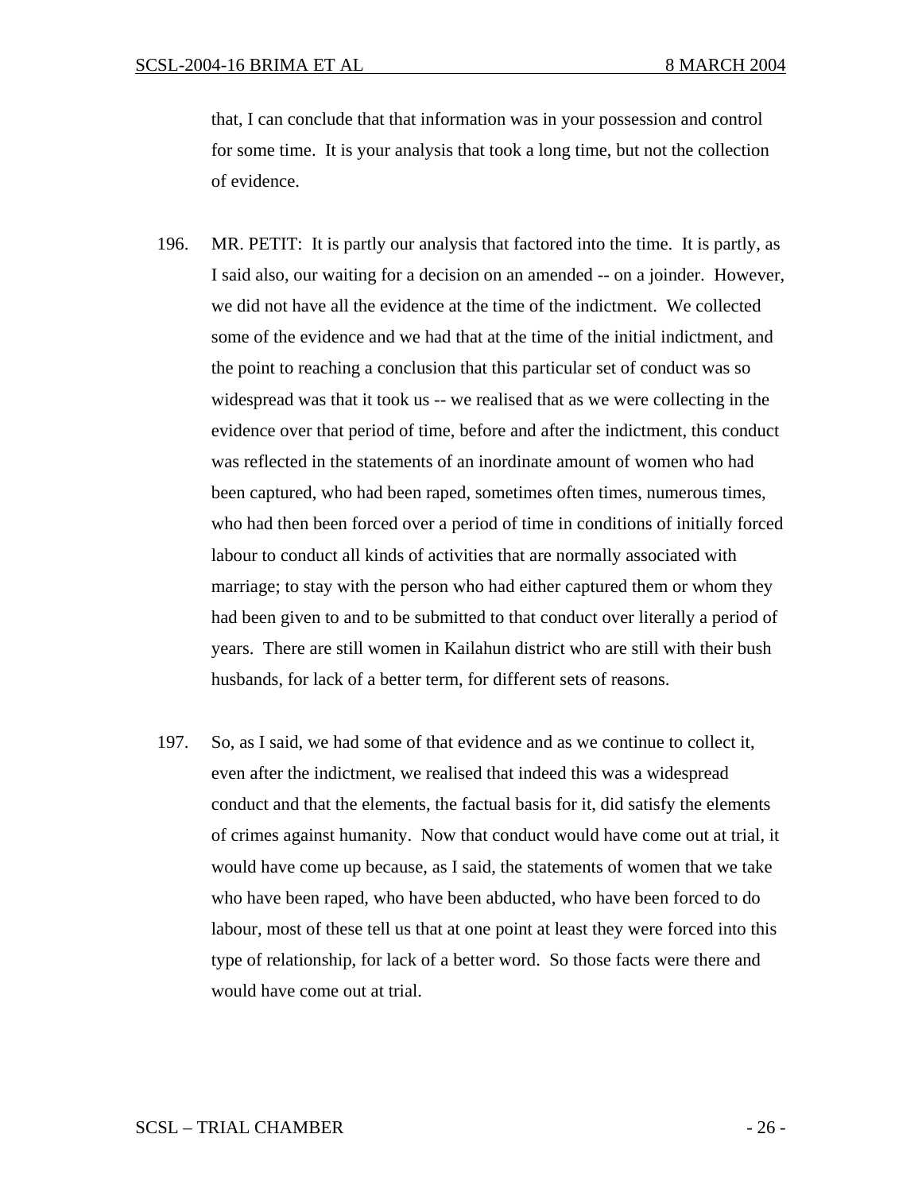that, I can conclude that that information was in your possession and control for some time. It is your analysis that took a long time, but not the collection of evidence.

196. MR. PETIT: It is partly our analysis that factored into the time. It is partly, as I said also, our waiting for a decision on an amended -- on a joinder. However, we did not have all the evidence at the time of the indictment. We collected some of the evidence and we had that at the time of the initial indictment, and the point to reaching a conclusion that this particular set of conduct was so widespread was that it took us -- we realised that as we were collecting in the evidence over that period of time, before and after the indictment, this conduct was reflected in the statements of an inordinate amount of women who had been captured, who had been raped, sometimes often times, numerous times, who had then been forced over a period of time in conditions of initially forced labour to conduct all kinds of activities that are normally associated with marriage; to stay with the person who had either captured them or whom they had been given to and to be submitted to that conduct over literally a period of years. There are still women in Kailahun district who are still with their bush husbands, for lack of a better term, for different sets of reasons.

197. So, as I said, we had some of that evidence and as we continue to collect it, even after the indictment, we realised that indeed this was a widespread conduct and that the elements, the factual basis for it, did satisfy the elements of crimes against humanity. Now that conduct would have come out at trial, it would have come up because, as I said, the statements of women that we take who have been raped, who have been abducted, who have been forced to do labour, most of these tell us that at one point at least they were forced into this type of relationship, for lack of a better word. So those facts were there and would have come out at trial.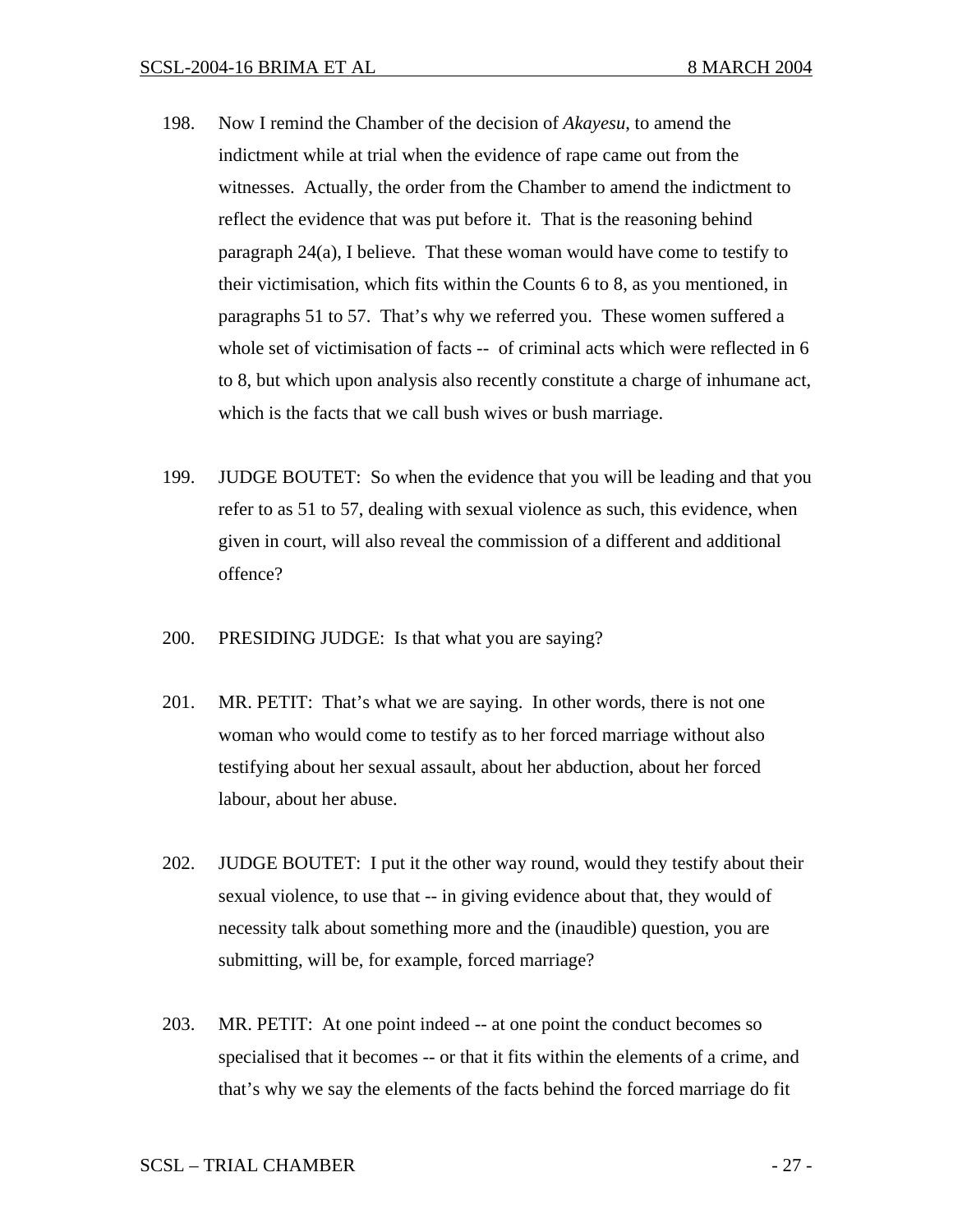198. Now I remind the Chamber of the decision of *Akayesu*, to amend the indictment while at trial when the evidence of rape came out from the witnesses. Actually, the order from the Chamber to amend the indictment to reflect the evidence that was put before it. That is the reasoning behind paragraph 24(a), I believe. That these woman would have come to testify to their victimisation, which fits within the Counts 6 to 8, as you mentioned, in paragraphs 51 to 57. That's why we referred you. These women suffered a whole set of victimisation of facts -- of criminal acts which were reflected in 6 to 8, but which upon analysis also recently constitute a charge of inhumane act, which is the facts that we call bush wives or bush marriage.

199. JUDGE BOUTET: So when the evidence that you will be leading and that you refer to as 51 to 57, dealing with sexual violence as such, this evidence, when given in court, will also reveal the commission of a different and additional offence?

200. PRESIDING JUDGE: Is that what you are saying?

201. MR. PETIT: That's what we are saying. In other words, there is not one woman who would come to testify as to her forced marriage without also testifying about her sexual assault, about her abduction, about her forced labour, about her abuse.

202. JUDGE BOUTET: I put it the other way round, would they testify about their sexual violence, to use that -- in giving evidence about that, they would of necessity talk about something more and the (inaudible) question, you are submitting, will be, for example, forced marriage?

203. MR. PETIT: At one point indeed -- at one point the conduct becomes so specialised that it becomes -- or that it fits within the elements of a crime, and that's why we say the elements of the facts behind the forced marriage do fit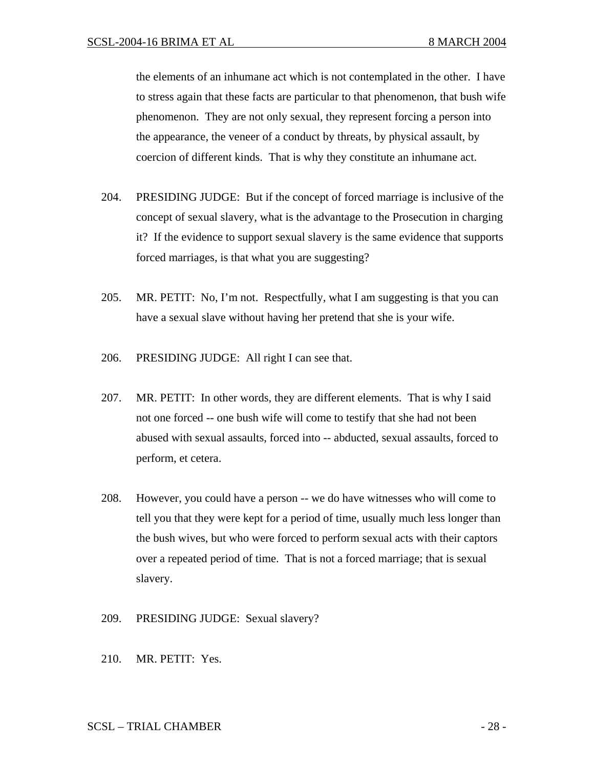the elements of an inhumane act which is not contemplated in the other. I have to stress again that these facts are particular to that phenomenon, that bush wife phenomenon. They are not only sexual, they represent forcing a person into the appearance, the veneer of a conduct by threats, by physical assault, by coercion of different kinds. That is why they constitute an inhumane act.

204. PRESIDING JUDGE: But if the concept of forced marriage is inclusive of the concept of sexual slavery, what is the advantage to the Prosecution in charging it? If the evidence to support sexual slavery is the same evidence that supports forced marriages, is that what you are suggesting?

205. MR. PETIT: No, I'm not. Respectfully, what I am suggesting is that you can have a sexual slave without having her pretend that she is your wife.

206. PRESIDING JUDGE: All right I can see that.

207. MR. PETIT: In other words, they are different elements. That is why I said not one forced -- one bush wife will come to testify that she had not been abused with sexual assaults, forced into -- abducted, sexual assaults, forced to perform, et cetera.

208. However, you could have a person -- we do have witnesses who will come to tell you that they were kept for a period of time, usually much less longer than the bush wives, but who were forced to perform sexual acts with their captors over a repeated period of time. That is not a forced marriage; that is sexual slavery.

209. PRESIDING JUDGE: Sexual slavery?

210. MR. PETIT: Yes.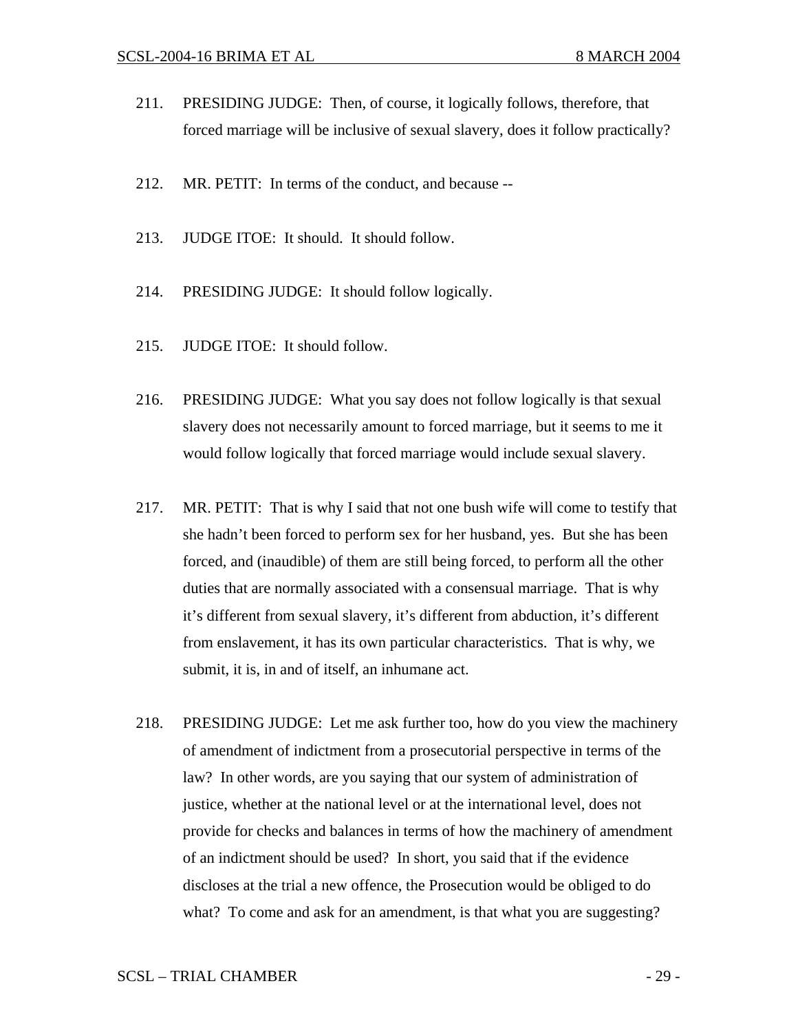211. PRESIDING JUDGE: Then, of course, it logically follows, therefore, that forced marriage will be inclusive of sexual slavery, does it follow practically?

212. MR. PETIT: In terms of the conduct, and because --

213. JUDGE ITOE: It should. It should follow.

214. PRESIDING JUDGE: It should follow logically.

215. JUDGE ITOE: It should follow.

216. PRESIDING JUDGE: What you say does not follow logically is that sexual slavery does not necessarily amount to forced marriage, but it seems to me it would follow logically that forced marriage would include sexual slavery.

217. MR. PETIT: That is why I said that not one bush wife will come to testify that she hadn't been forced to perform sex for her husband, yes. But she has been forced, and (inaudible) of them are still being forced, to perform all the other duties that are normally associated with a consensual marriage. That is why it's different from sexual slavery, it's different from abduction, it's different from enslavement, it has its own particular characteristics. That is why, we submit, it is, in and of itself, an inhumane act.

218. PRESIDING JUDGE: Let me ask further too, how do you view the machinery of amendment of indictment from a prosecutorial perspective in terms of the law? In other words, are you saying that our system of administration of justice, whether at the national level or at the international level, does not provide for checks and balances in terms of how the machinery of amendment of an indictment should be used? In short, you said that if the evidence discloses at the trial a new offence, the Prosecution would be obliged to do what? To come and ask for an amendment, is that what you are suggesting?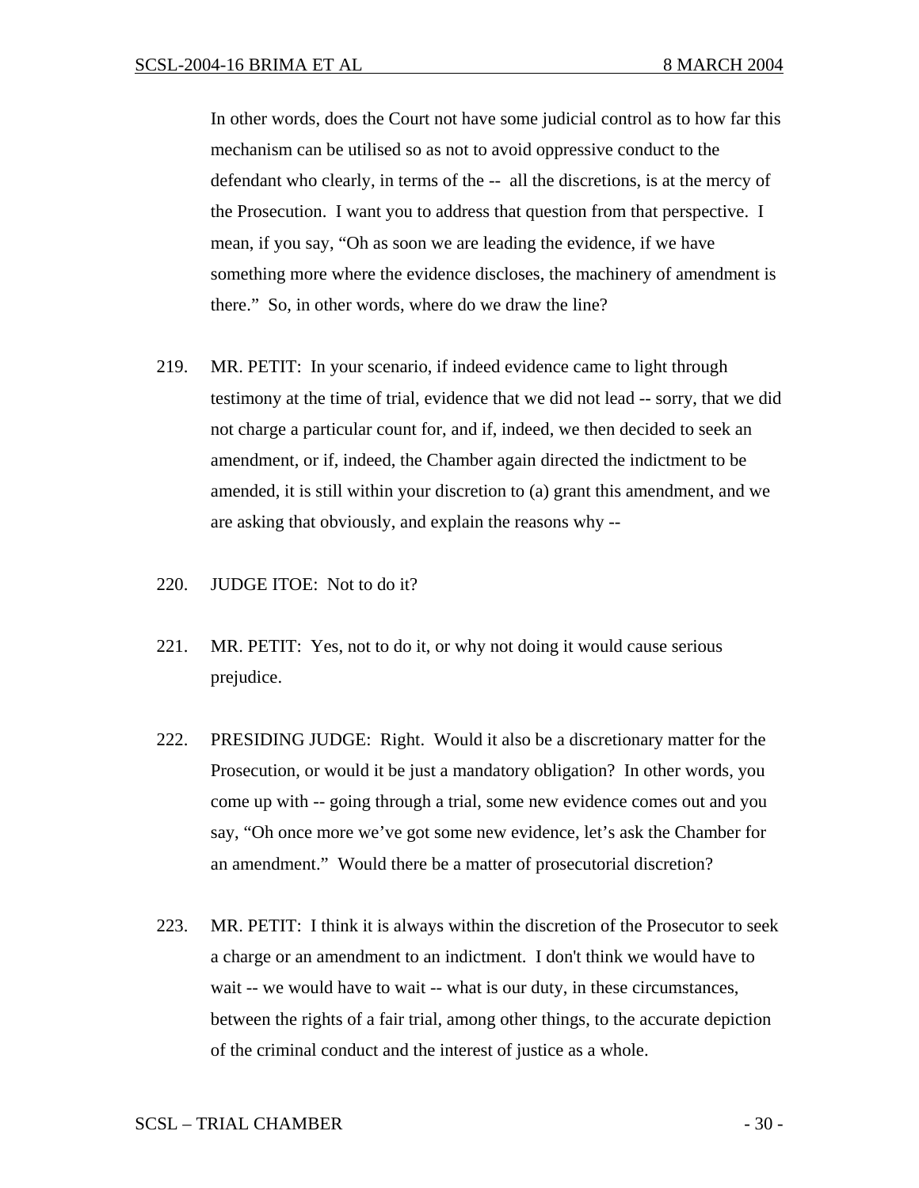In other words, does the Court not have some judicial control as to how far this mechanism can be utilised so as not to avoid oppressive conduct to the defendant who clearly, in terms of the -- all the discretions, is at the mercy of the Prosecution. I want you to address that question from that perspective. I mean, if you say, "Oh as soon we are leading the evidence, if we have something more where the evidence discloses, the machinery of amendment is there." So, in other words, where do we draw the line?

219. MR. PETIT: In your scenario, if indeed evidence came to light through testimony at the time of trial, evidence that we did not lead -- sorry, that we did not charge a particular count for, and if, indeed, we then decided to seek an amendment, or if, indeed, the Chamber again directed the indictment to be amended, it is still within your discretion to (a) grant this amendment, and we are asking that obviously, and explain the reasons why --

220. JUDGE ITOE: Not to do it?

221. MR. PETIT: Yes, not to do it, or why not doing it would cause serious prejudice.

222. PRESIDING JUDGE: Right. Would it also be a discretionary matter for the Prosecution, or would it be just a mandatory obligation? In other words, you come up with -- going through a trial, some new evidence comes out and you say, "Oh once more we've got some new evidence, let's ask the Chamber for an amendment." Would there be a matter of prosecutorial discretion?

223. MR. PETIT: I think it is always within the discretion of the Prosecutor to seek a charge or an amendment to an indictment. I don't think we would have to wait -- we would have to wait -- what is our duty, in these circumstances, between the rights of a fair trial, among other things, to the accurate depiction of the criminal conduct and the interest of justice as a whole.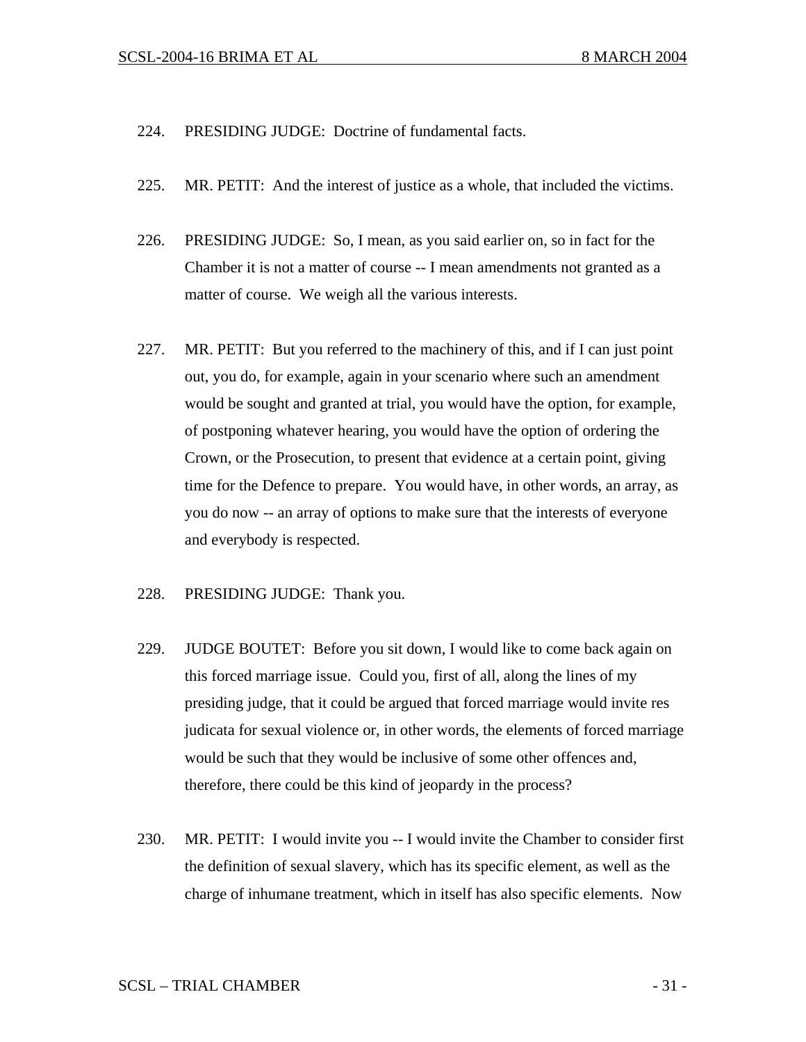224. PRESIDING JUDGE: Doctrine of fundamental facts.

225. MR. PETIT: And the interest of justice as a whole, that included the victims.

226. PRESIDING JUDGE: So, I mean, as you said earlier on, so in fact for the Chamber it is not a matter of course -- I mean amendments not granted as a matter of course. We weigh all the various interests.

227. MR. PETIT: But you referred to the machinery of this, and if I can just point out, you do, for example, again in your scenario where such an amendment would be sought and granted at trial, you would have the option, for example, of postponing whatever hearing, you would have the option of ordering the Crown, or the Prosecution, to present that evidence at a certain point, giving time for the Defence to prepare. You would have, in other words, an array, as you do now -- an array of options to make sure that the interests of everyone and everybody is respected.

228. PRESIDING JUDGE: Thank you.

229. JUDGE BOUTET: Before you sit down, I would like to come back again on this forced marriage issue. Could you, first of all, along the lines of my presiding judge, that it could be argued that forced marriage would invite res judicata for sexual violence or, in other words, the elements of forced marriage would be such that they would be inclusive of some other offences and, therefore, there could be this kind of jeopardy in the process?

230. MR. PETIT: I would invite you -- I would invite the Chamber to consider first the definition of sexual slavery, which has its specific element, as well as the charge of inhumane treatment, which in itself has also specific elements. Now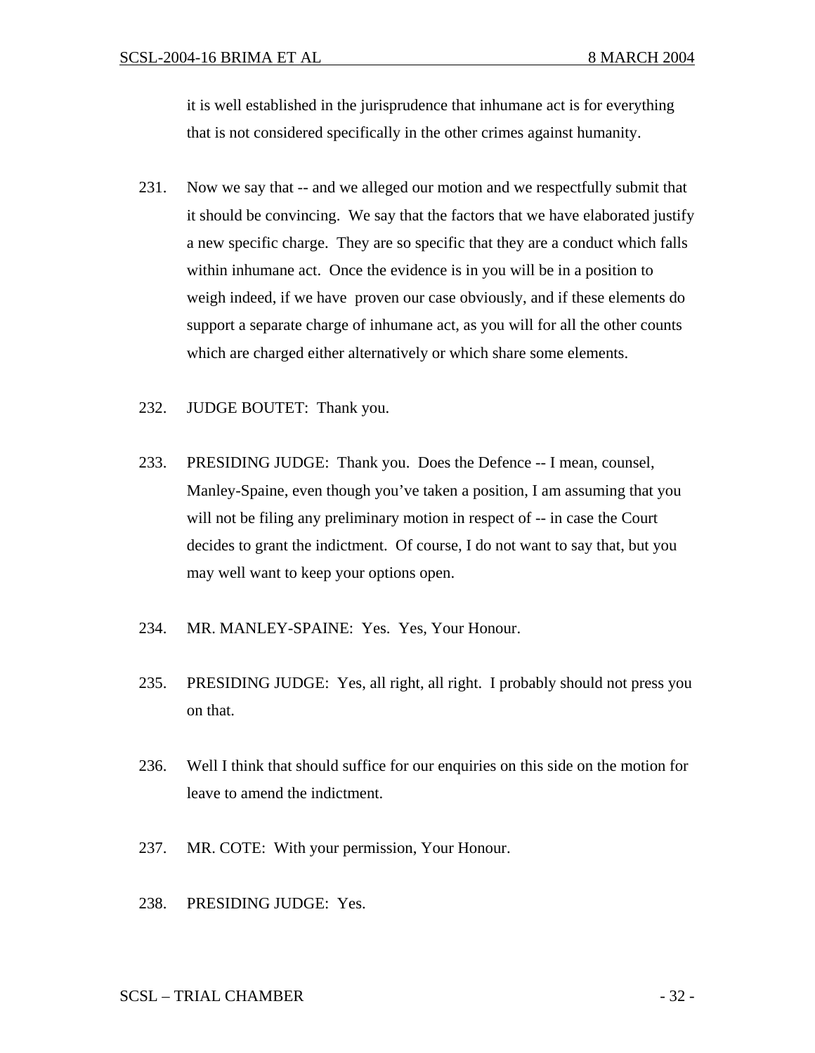it is well established in the jurisprudence that inhumane act is for everything that is not considered specifically in the other crimes against humanity.

231. Now we say that -- and we alleged our motion and we respectfully submit that it should be convincing. We say that the factors that we have elaborated justify a new specific charge. They are so specific that they are a conduct which falls within inhumane act. Once the evidence is in you will be in a position to weigh indeed, if we have proven our case obviously, and if these elements do support a separate charge of inhumane act, as you will for all the other counts which are charged either alternatively or which share some elements.

232. JUDGE BOUTET: Thank you.

233. PRESIDING JUDGE: Thank you. Does the Defence -- I mean, counsel, Manley-Spaine, even though you've taken a position, I am assuming that you will not be filing any preliminary motion in respect of -- in case the Court decides to grant the indictment. Of course, I do not want to say that, but you may well want to keep your options open.

234. MR. MANLEY-SPAINE: Yes. Yes, Your Honour.

235. PRESIDING JUDGE: Yes, all right, all right. I probably should not press you on that.

236. Well I think that should suffice for our enquiries on this side on the motion for leave to amend the indictment.

237. MR. COTE: With your permission, Your Honour.

238. PRESIDING JUDGE: Yes.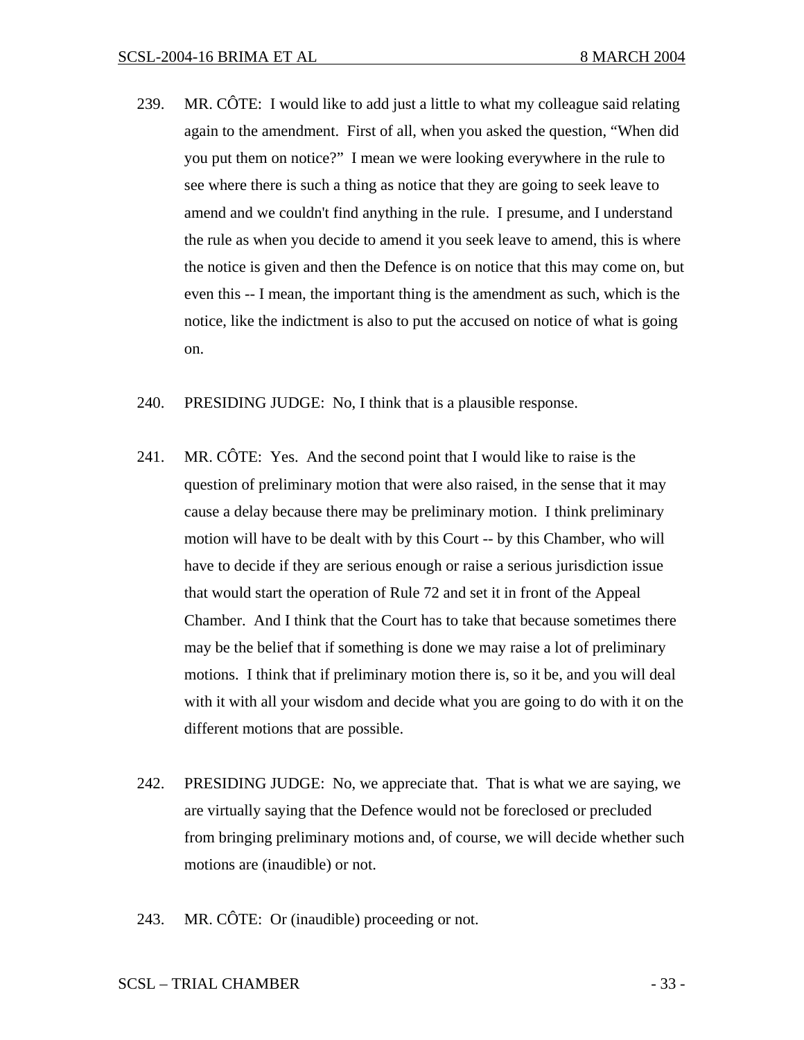239. MR. CÔTE: I would like to add just a little to what my colleague said relating again to the amendment. First of all, when you asked the question, "When did you put them on notice?" I mean we were looking everywhere in the rule to see where there is such a thing as notice that they are going to seek leave to amend and we couldn't find anything in the rule. I presume, and I understand the rule as when you decide to amend it you seek leave to amend, this is where the notice is given and then the Defence is on notice that this may come on, but even this -- I mean, the important thing is the amendment as such, which is the notice, like the indictment is also to put the accused on notice of what is going on.

240. PRESIDING JUDGE: No, I think that is a plausible response.

241. MR. CÔTE: Yes. And the second point that I would like to raise is the question of preliminary motion that were also raised, in the sense that it may cause a delay because there may be preliminary motion. I think preliminary motion will have to be dealt with by this Court -- by this Chamber, who will have to decide if they are serious enough or raise a serious jurisdiction issue that would start the operation of Rule 72 and set it in front of the Appeal Chamber. And I think that the Court has to take that because sometimes there may be the belief that if something is done we may raise a lot of preliminary motions. I think that if preliminary motion there is, so it be, and you will deal with it with all your wisdom and decide what you are going to do with it on the different motions that are possible.

242. PRESIDING JUDGE: No, we appreciate that. That is what we are saying, we are virtually saying that the Defence would not be foreclosed or precluded from bringing preliminary motions and, of course, we will decide whether such motions are (inaudible) or not.

243. MR. CÔTE: Or (inaudible) proceeding or not.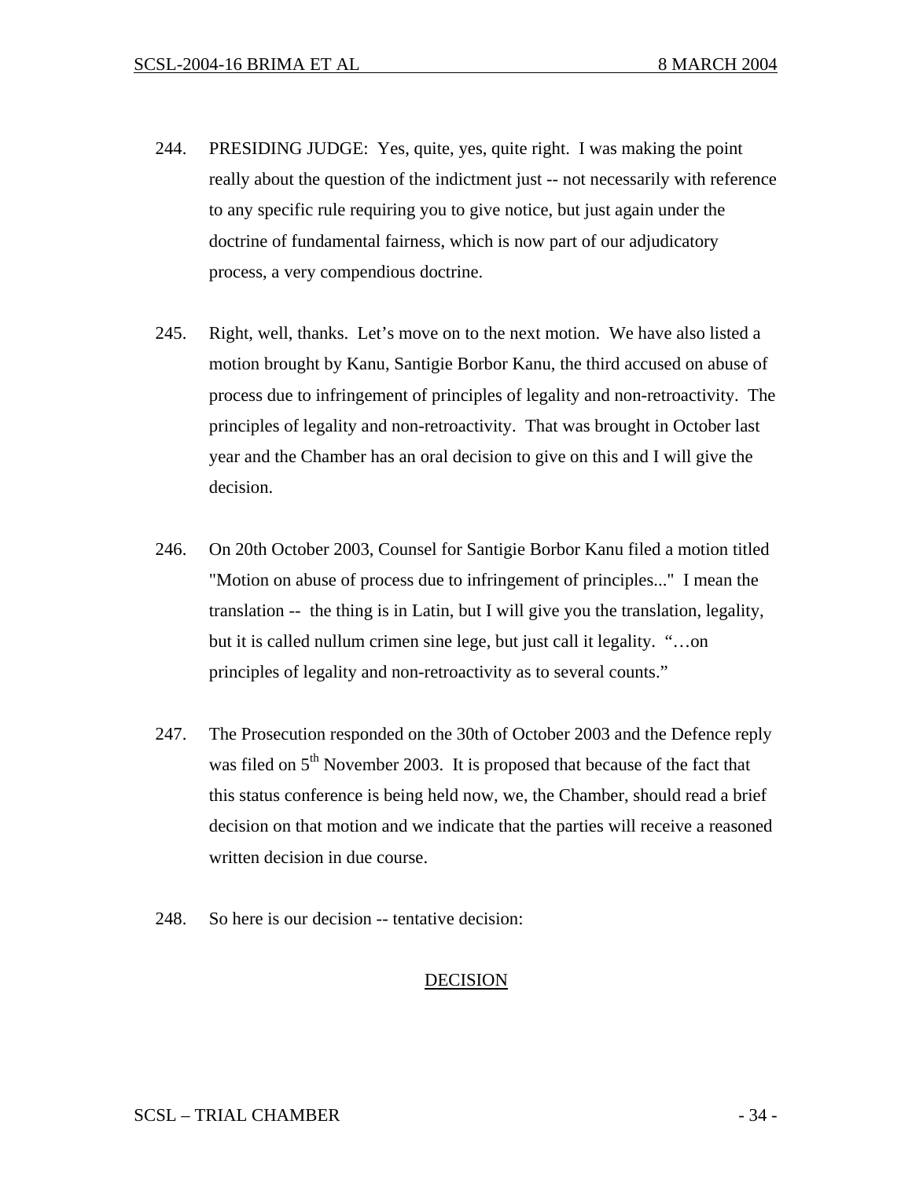244. PRESIDING JUDGE: Yes, quite, yes, quite right. I was making the point really about the question of the indictment just -- not necessarily with reference to any specific rule requiring you to give notice, but just again under the doctrine of fundamental fairness, which is now part of our adjudicatory process, a very compendious doctrine.

245. Right, well, thanks. Let's move on to the next motion. We have also listed a motion brought by Kanu, Santigie Borbor Kanu, the third accused on abuse of process due to infringement of principles of legality and non-retroactivity. The principles of legality and non-retroactivity. That was brought in October last year and the Chamber has an oral decision to give on this and I will give the decision.

246. On 20th October 2003, Counsel for Santigie Borbor Kanu filed a motion titled "Motion on abuse of process due to infringement of principles..." I mean the translation -- the thing is in Latin, but I will give you the translation, legality, but it is called nullum crimen sine lege, but just call it legality. "…on principles of legality and non-retroactivity as to several counts."

247. The Prosecution responded on the 30th of October 2003 and the Defence reply was filed on 5th November 2003. It is proposed that because of the fact that this status conference is being held now, we, the Chamber, should read a brief decision on that motion and we indicate that the parties will receive a reasoned written decision in due course.

248. So here is our decision -- tentative decision:

<u>DECISION</u>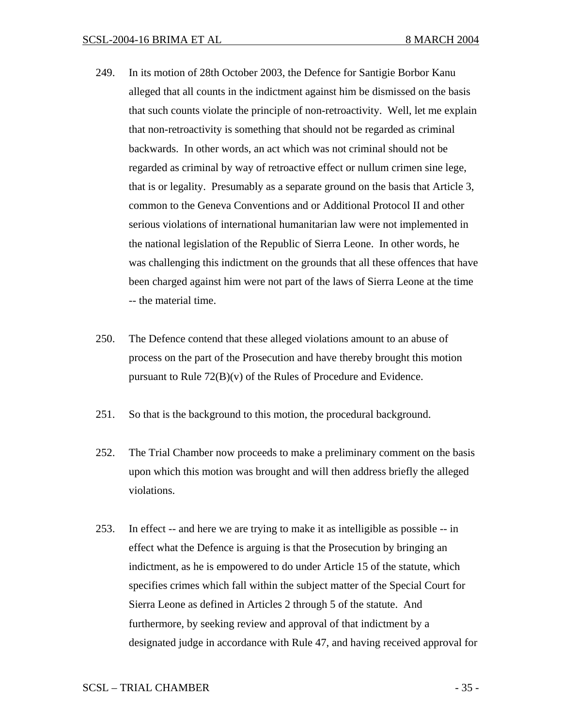249. In its motion of 28th October 2003, the Defence for Santigie Borbor Kanu alleged that all counts in the indictment against him be dismissed on the basis that such counts violate the principle of non-retroactivity. Well, let me explain that non-retroactivity is something that should not be regarded as criminal backwards. In other words, an act which was not criminal should not be regarded as criminal by way of retroactive effect or nullum crimen sine lege, that is or legality. Presumably as a separate ground on the basis that Article 3, common to the Geneva Conventions and or Additional Protocol II and other serious violations of international humanitarian law were not implemented in the national legislation of the Republic of Sierra Leone. In other words, he was challenging this indictment on the grounds that all these offences that have been charged against him were not part of the laws of Sierra Leone at the time -- the material time.

250. The Defence contend that these alleged violations amount to an abuse of process on the part of the Prosecution and have thereby brought this motion pursuant to Rule 72(B)(v) of the Rules of Procedure and Evidence.

251. So that is the background to this motion, the procedural background.

252. The Trial Chamber now proceeds to make a preliminary comment on the basis upon which this motion was brought and will then address briefly the alleged violations.

253. In effect -- and here we are trying to make it as intelligible as possible -- in effect what the Defence is arguing is that the Prosecution by bringing an indictment, as he is empowered to do under Article 15 of the statute, which specifies crimes which fall within the subject matter of the Special Court for Sierra Leone as defined in Articles 2 through 5 of the statute. And furthermore, by seeking review and approval of that indictment by a designated judge in accordance with Rule 47, and having received approval for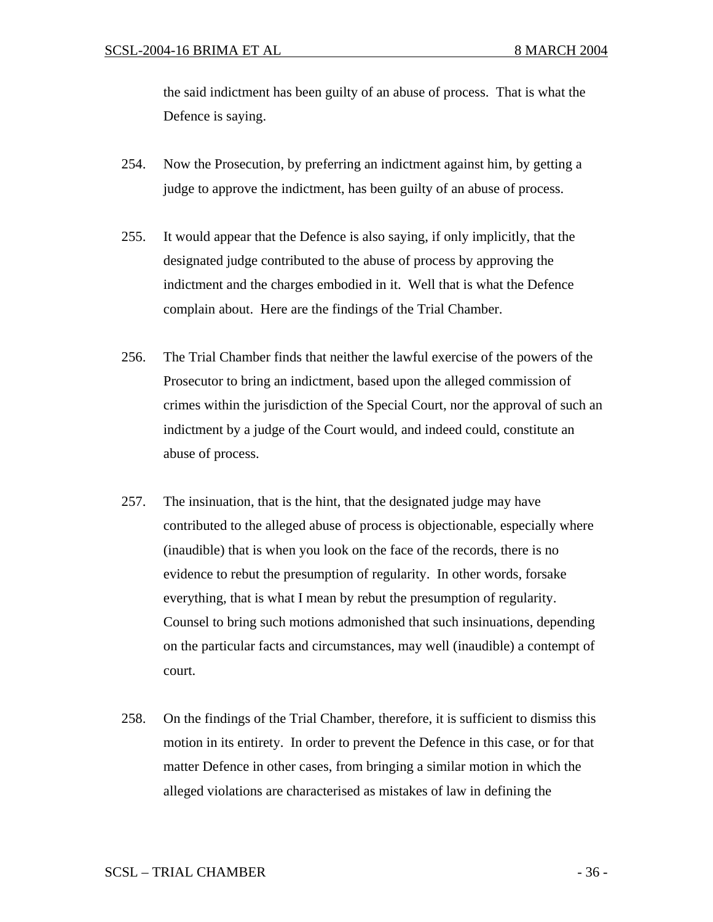the said indictment has been guilty of an abuse of process. That is what the Defence is saying.

254. Now the Prosecution, by preferring an indictment against him, by getting a judge to approve the indictment, has been guilty of an abuse of process.

255. It would appear that the Defence is also saying, if only implicitly, that the designated judge contributed to the abuse of process by approving the indictment and the charges embodied in it. Well that is what the Defence complain about. Here are the findings of the Trial Chamber.

256. The Trial Chamber finds that neither the lawful exercise of the powers of the Prosecutor to bring an indictment, based upon the alleged commission of crimes within the jurisdiction of the Special Court, nor the approval of such an indictment by a judge of the Court would, and indeed could, constitute an abuse of process.

257. The insinuation, that is the hint, that the designated judge may have contributed to the alleged abuse of process is objectionable, especially where (inaudible) that is when you look on the face of the records, there is no evidence to rebut the presumption of regularity. In other words, forsake everything, that is what I mean by rebut the presumption of regularity. Counsel to bring such motions admonished that such insinuations, depending on the particular facts and circumstances, may well (inaudible) a contempt of court.

258. On the findings of the Trial Chamber, therefore, it is sufficient to dismiss this motion in its entirety. In order to prevent the Defence in this case, or for that matter Defence in other cases, from bringing a similar motion in which the alleged violations are characterised as mistakes of law in defining the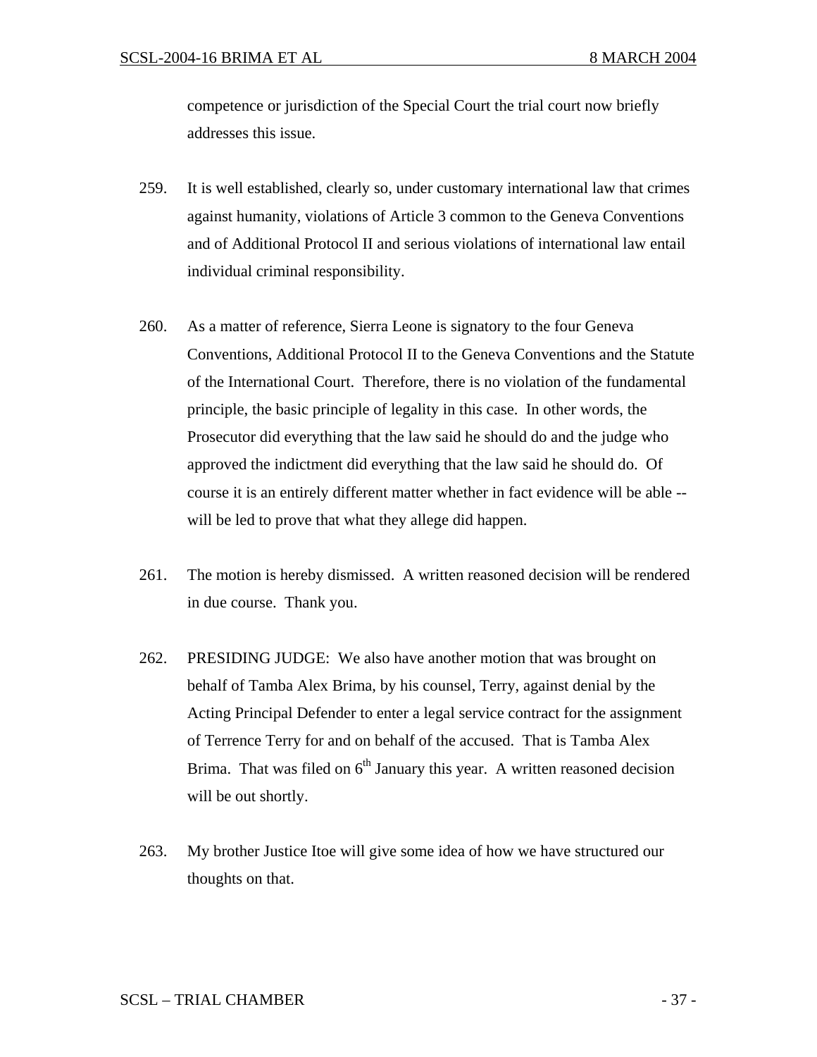competence or jurisdiction of the Special Court the trial court now briefly addresses this issue.

259. It is well established, clearly so, under customary international law that crimes against humanity, violations of Article 3 common to the Geneva Conventions and of Additional Protocol II and serious violations of international law entail individual criminal responsibility.

260. As a matter of reference, Sierra Leone is signatory to the four Geneva Conventions, Additional Protocol II to the Geneva Conventions and the Statute of the International Court. Therefore, there is no violation of the fundamental principle, the basic principle of legality in this case. In other words, the Prosecutor did everything that the law said he should do and the judge who approved the indictment did everything that the law said he should do. Of course it is an entirely different matter whether in fact evidence will be able -- will be led to prove that what they allege did happen.

261. The motion is hereby dismissed. A written reasoned decision will be rendered in due course. Thank you.

262. PRESIDING JUDGE: We also have another motion that was brought on behalf of Tamba Alex Brima, by his counsel, Terry, against denial by the Acting Principal Defender to enter a legal service contract for the assignment of Terrence Terry for and on behalf of the accused. That is Tamba Alex Brima. That was filed on 6th January this year. A written reasoned decision will be out shortly.

263. My brother Justice Itoe will give some idea of how we have structured our thoughts on that.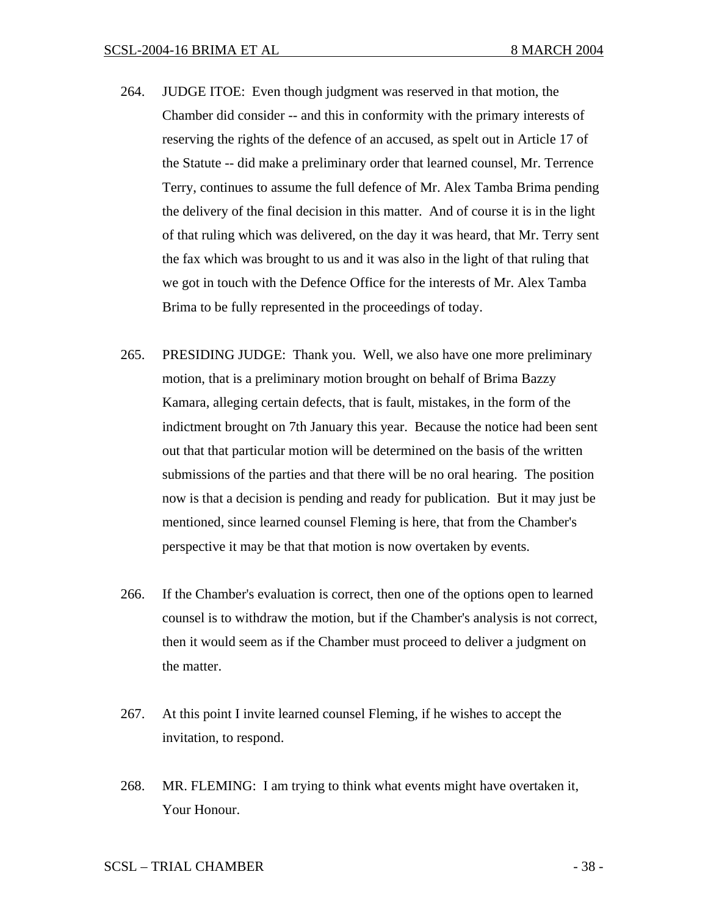264. JUDGE ITOE: Even though judgment was reserved in that motion, the Chamber did consider -- and this in conformity with the primary interests of reserving the rights of the defence of an accused, as spelt out in Article 17 of the Statute -- did make a preliminary order that learned counsel, Mr. Terrence Terry, continues to assume the full defence of Mr. Alex Tamba Brima pending the delivery of the final decision in this matter. And of course it is in the light of that ruling which was delivered, on the day it was heard, that Mr. Terry sent the fax which was brought to us and it was also in the light of that ruling that we got in touch with the Defence Office for the interests of Mr. Alex Tamba Brima to be fully represented in the proceedings of today.

265. PRESIDING JUDGE: Thank you. Well, we also have one more preliminary motion, that is a preliminary motion brought on behalf of Brima Bazzy Kamara, alleging certain defects, that is fault, mistakes, in the form of the indictment brought on 7th January this year. Because the notice had been sent out that that particular motion will be determined on the basis of the written submissions of the parties and that there will be no oral hearing. The position now is that a decision is pending and ready for publication. But it may just be mentioned, since learned counsel Fleming is here, that from the Chamber's perspective it may be that that motion is now overtaken by events.

266. If the Chamber's evaluation is correct, then one of the options open to learned counsel is to withdraw the motion, but if the Chamber's analysis is not correct, then it would seem as if the Chamber must proceed to deliver a judgment on the matter.

267. At this point I invite learned counsel Fleming, if he wishes to accept the invitation, to respond.

268. MR. FLEMING: I am trying to think what events might have overtaken it, Your Honour.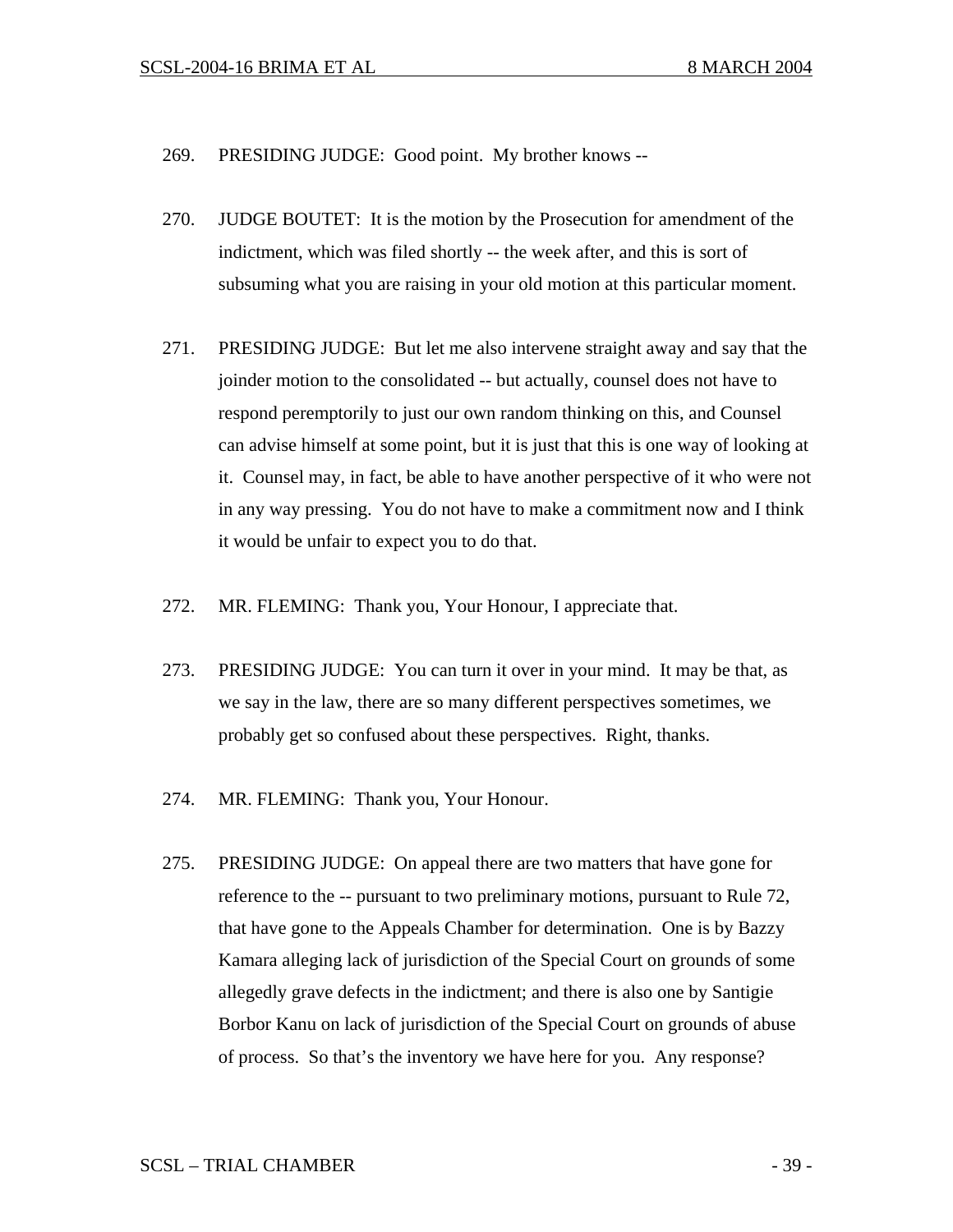269. PRESIDING JUDGE: Good point. My brother knows --

270. JUDGE BOUTET: It is the motion by the Prosecution for amendment of the indictment, which was filed shortly -- the week after, and this is sort of subsuming what you are raising in your old motion at this particular moment.

271. PRESIDING JUDGE: But let me also intervene straight away and say that the joinder motion to the consolidated -- but actually, counsel does not have to respond peremptorily to just our own random thinking on this, and Counsel can advise himself at some point, but it is just that this is one way of looking at it. Counsel may, in fact, be able to have another perspective of it who were not in any way pressing. You do not have to make a commitment now and I think it would be unfair to expect you to do that.

272. MR. FLEMING: Thank you, Your Honour, I appreciate that.

273. PRESIDING JUDGE: You can turn it over in your mind. It may be that, as we say in the law, there are so many different perspectives sometimes, we probably get so confused about these perspectives. Right, thanks.

274. MR. FLEMING: Thank you, Your Honour.

275. PRESIDING JUDGE: On appeal there are two matters that have gone for reference to the -- pursuant to two preliminary motions, pursuant to Rule 72, that have gone to the Appeals Chamber for determination. One is by Bazzy Kamara alleging lack of jurisdiction of the Special Court on grounds of some allegedly grave defects in the indictment; and there is also one by Santigie Borbor Kanu on lack of jurisdiction of the Special Court on grounds of abuse of process. So that's the inventory we have here for you. Any response?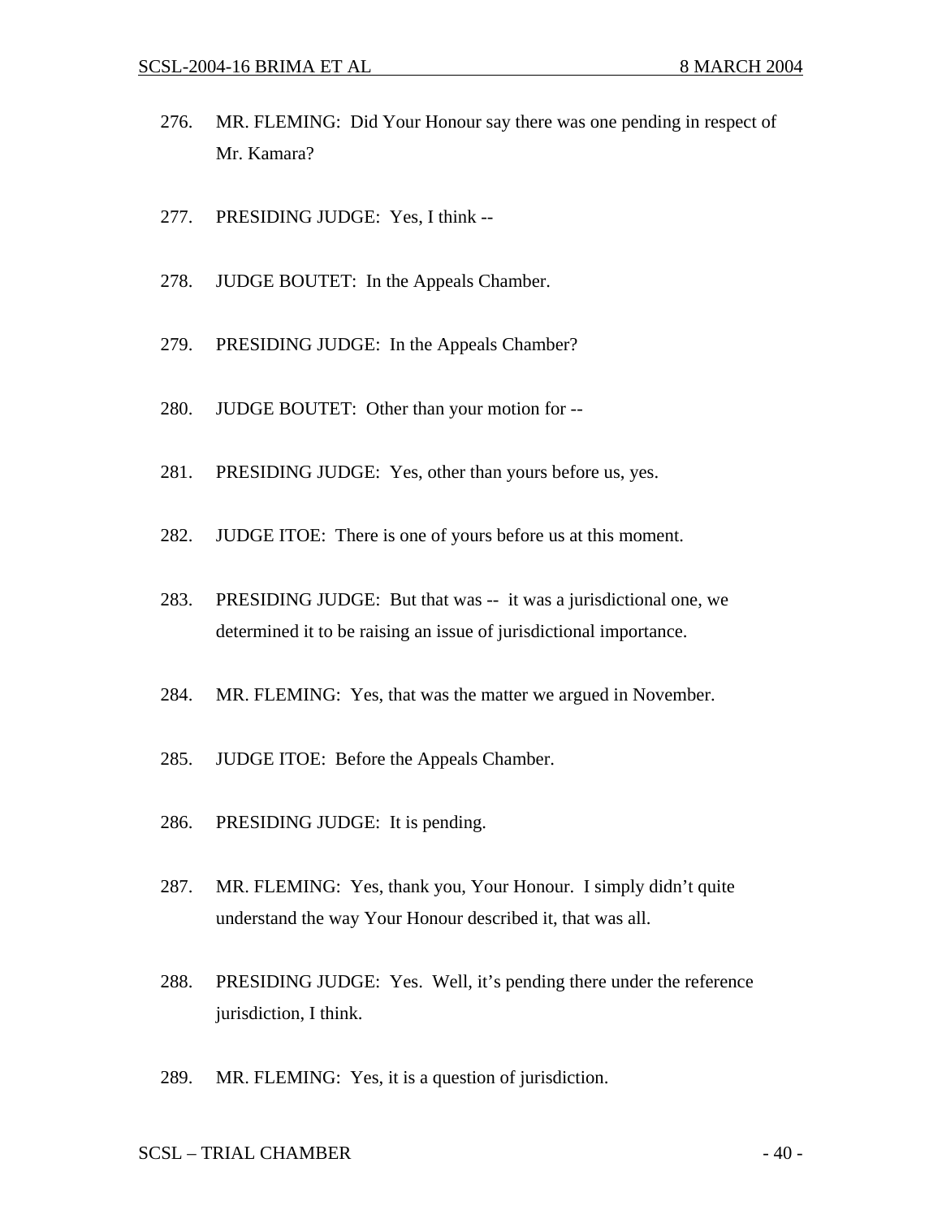276. MR. FLEMING: Did Your Honour say there was one pending in respect of Mr. Kamara?

277. PRESIDING JUDGE: Yes, I think --

278. JUDGE BOUTET: In the Appeals Chamber.

279. PRESIDING JUDGE: In the Appeals Chamber?

280. JUDGE BOUTET: Other than your motion for --

281. PRESIDING JUDGE: Yes, other than yours before us, yes.

282. JUDGE ITOE: There is one of yours before us at this moment.

283. PRESIDING JUDGE: But that was -- it was a jurisdictional one, we determined it to be raising an issue of jurisdictional importance.

284. MR. FLEMING: Yes, that was the matter we argued in November.

285. JUDGE ITOE: Before the Appeals Chamber.

286. PRESIDING JUDGE: It is pending.

287. MR. FLEMING: Yes, thank you, Your Honour. I simply didn't quite understand the way Your Honour described it, that was all.

288. PRESIDING JUDGE: Yes. Well, it's pending there under the reference jurisdiction, I think.

289. MR. FLEMING: Yes, it is a question of jurisdiction.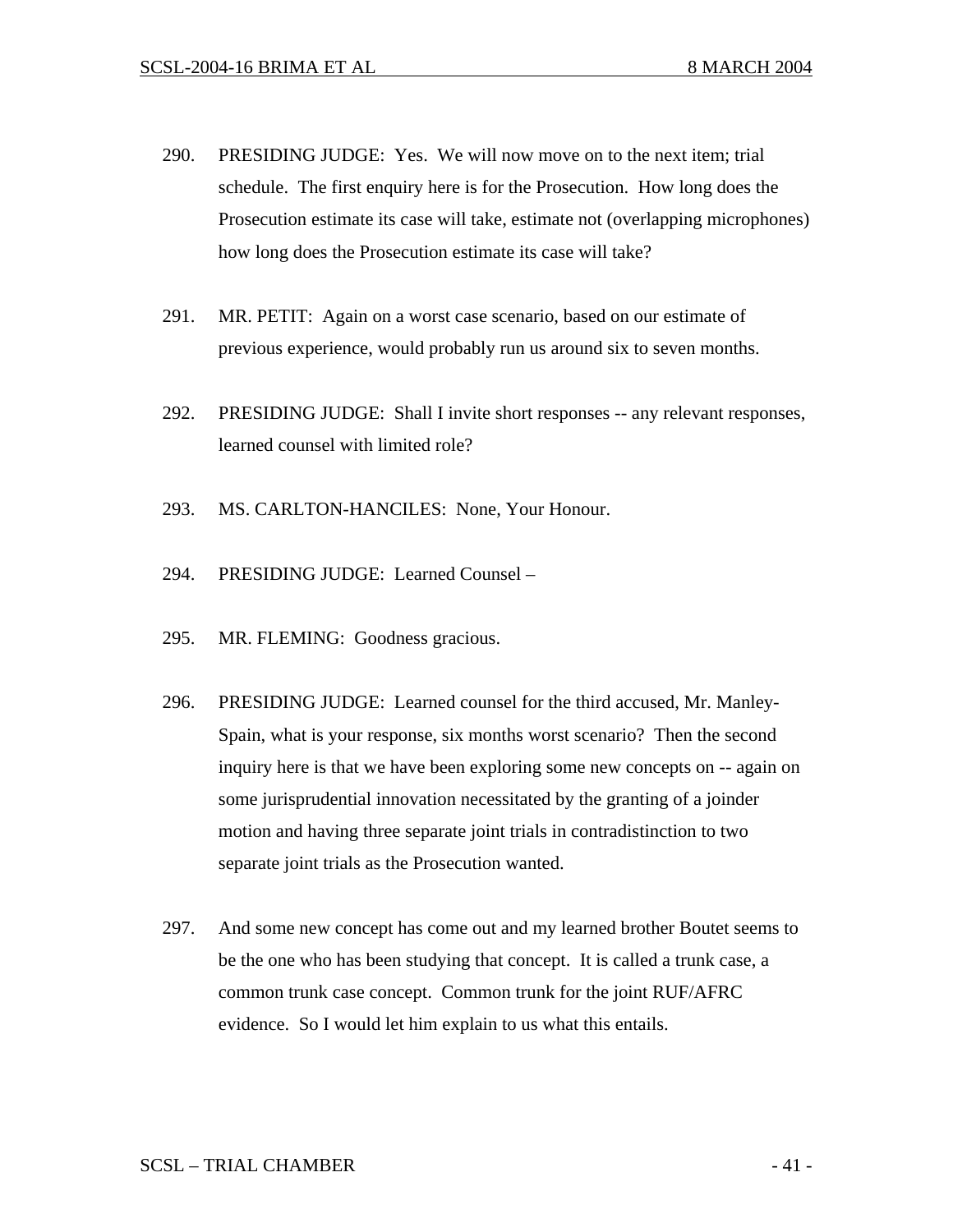290. PRESIDING JUDGE: Yes. We will now move on to the next item; trial schedule. The first enquiry here is for the Prosecution. How long does the Prosecution estimate its case will take, estimate not (overlapping microphones) how long does the Prosecution estimate its case will take?

291. MR. PETIT: Again on a worst case scenario, based on our estimate of previous experience, would probably run us around six to seven months.

292. PRESIDING JUDGE: Shall I invite short responses -- any relevant responses, learned counsel with limited role?

293. MS. CARLTON-HANCILES: None, Your Honour.

294. PRESIDING JUDGE: Learned Counsel –

295. MR. FLEMING: Goodness gracious.

296. PRESIDING JUDGE: Learned counsel for the third accused, Mr. Manley-Spain, what is your response, six months worst scenario? Then the second inquiry here is that we have been exploring some new concepts on -- again on some jurisprudential innovation necessitated by the granting of a joinder motion and having three separate joint trials in contradistinction to two separate joint trials as the Prosecution wanted.

297. And some new concept has come out and my learned brother Boutet seems to be the one who has been studying that concept. It is called a trunk case, a common trunk case concept. Common trunk for the joint RUF/AFRC evidence. So I would let him explain to us what this entails.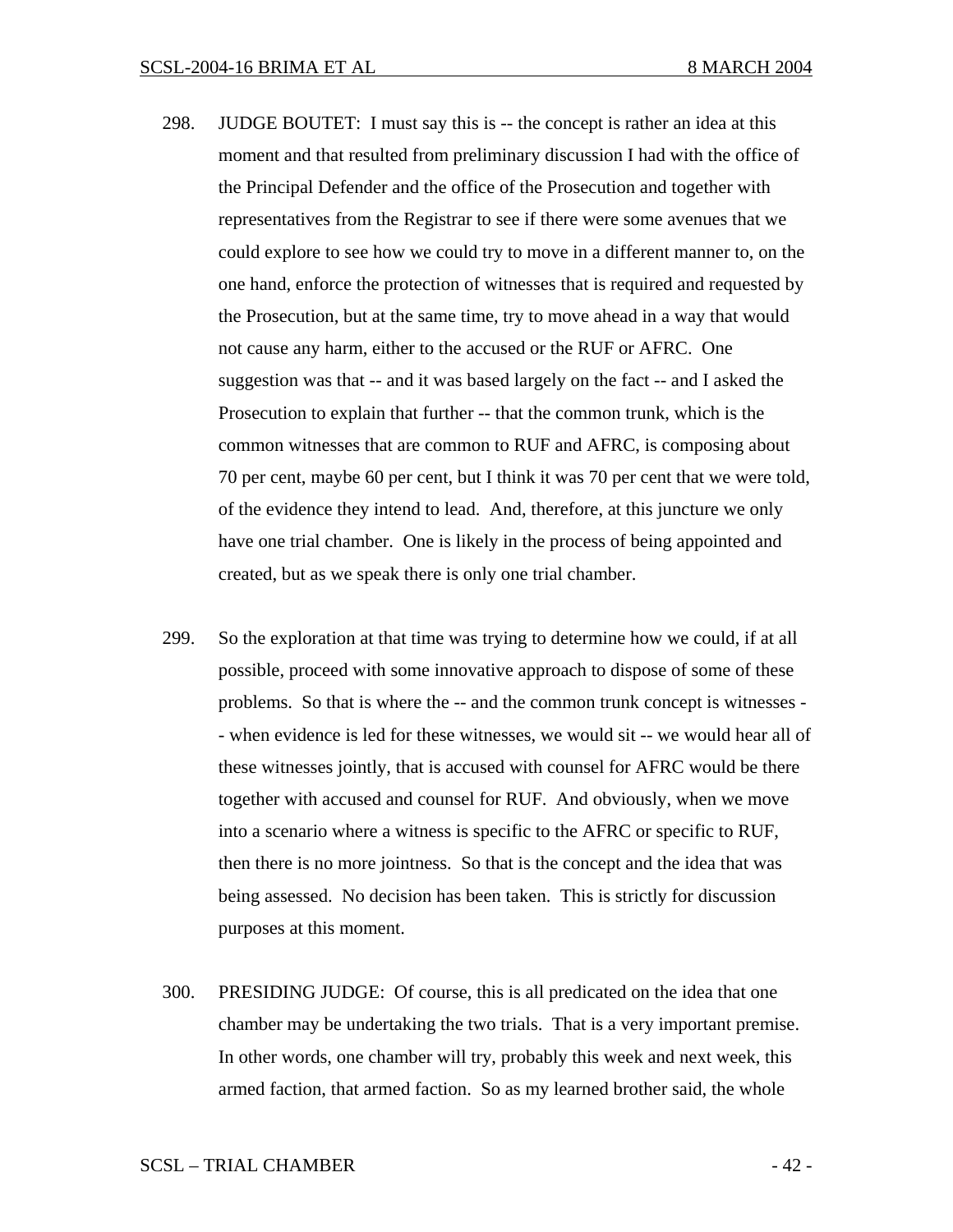298. JUDGE BOUTET: I must say this is -- the concept is rather an idea at this moment and that resulted from preliminary discussion I had with the office of the Principal Defender and the office of the Prosecution and together with representatives from the Registrar to see if there were some avenues that we could explore to see how we could try to move in a different manner to, on the one hand, enforce the protection of witnesses that is required and requested by the Prosecution, but at the same time, try to move ahead in a way that would not cause any harm, either to the accused or the RUF or AFRC. One suggestion was that -- and it was based largely on the fact -- and I asked the Prosecution to explain that further -- that the common trunk, which is the common witnesses that are common to RUF and AFRC, is composing about 70 per cent, maybe 60 per cent, but I think it was 70 per cent that we were told, of the evidence they intend to lead. And, therefore, at this juncture we only have one trial chamber. One is likely in the process of being appointed and created, but as we speak there is only one trial chamber.

299. So the exploration at that time was trying to determine how we could, if at all possible, proceed with some innovative approach to dispose of some of these problems. So that is where the -- and the common trunk concept is witnesses -- when evidence is led for these witnesses, we would sit -- we would hear all of these witnesses jointly, that is accused with counsel for AFRC would be there together with accused and counsel for RUF. And obviously, when we move into a scenario where a witness is specific to the AFRC or specific to RUF, then there is no more jointness. So that is the concept and the idea that was being assessed. No decision has been taken. This is strictly for discussion purposes at this moment.

300. PRESIDING JUDGE: Of course, this is all predicated on the idea that one chamber may be undertaking the two trials. That is a very important premise. In other words, one chamber will try, probably this week and next week, this armed faction, that armed faction. So as my learned brother said, the whole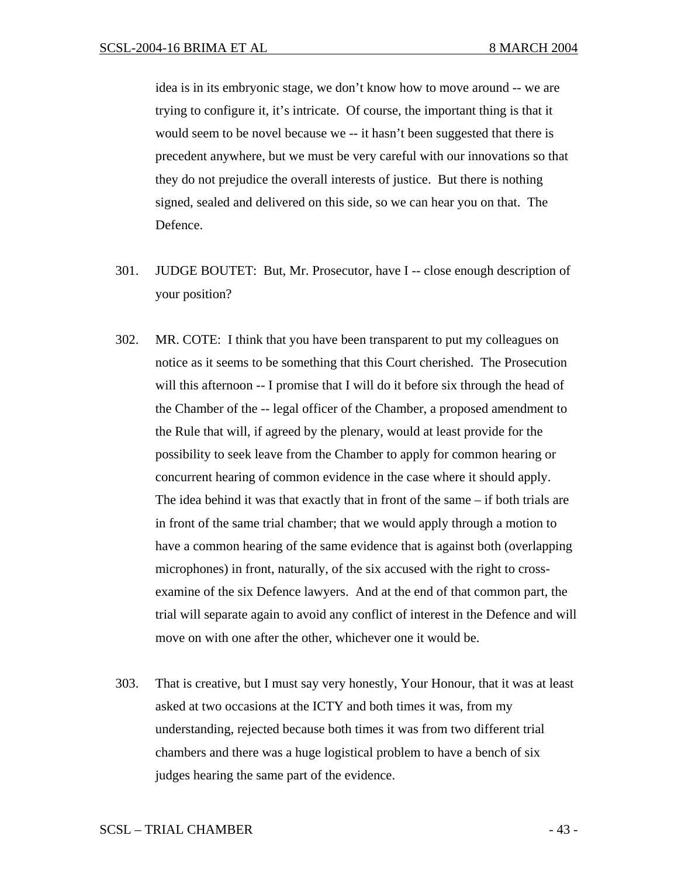idea is in its embryonic stage, we don't know how to move around -- we are trying to configure it, it's intricate. Of course, the important thing is that it would seem to be novel because we -- it hasn't been suggested that there is precedent anywhere, but we must be very careful with our innovations so that they do not prejudice the overall interests of justice. But there is nothing signed, sealed and delivered on this side, so we can hear you on that. The Defence.

301. JUDGE BOUTET: But, Mr. Prosecutor, have I -- close enough description of your position?

302. MR. COTE: I think that you have been transparent to put my colleagues on notice as it seems to be something that this Court cherished. The Prosecution will this afternoon -- I promise that I will do it before six through the head of the Chamber of the -- legal officer of the Chamber, a proposed amendment to the Rule that will, if agreed by the plenary, would at least provide for the possibility to seek leave from the Chamber to apply for common hearing or concurrent hearing of common evidence in the case where it should apply. The idea behind it was that exactly that in front of the same – if both trials are in front of the same trial chamber; that we would apply through a motion to have a common hearing of the same evidence that is against both (overlapping microphones) in front, naturally, of the six accused with the right to cross-examine of the six Defence lawyers. And at the end of that common part, the trial will separate again to avoid any conflict of interest in the Defence and will move on with one after the other, whichever one it would be.

303. That is creative, but I must say very honestly, Your Honour, that it was at least asked at two occasions at the ICTY and both times it was, from my understanding, rejected because both times it was from two different trial chambers and there was a huge logistical problem to have a bench of six judges hearing the same part of the evidence.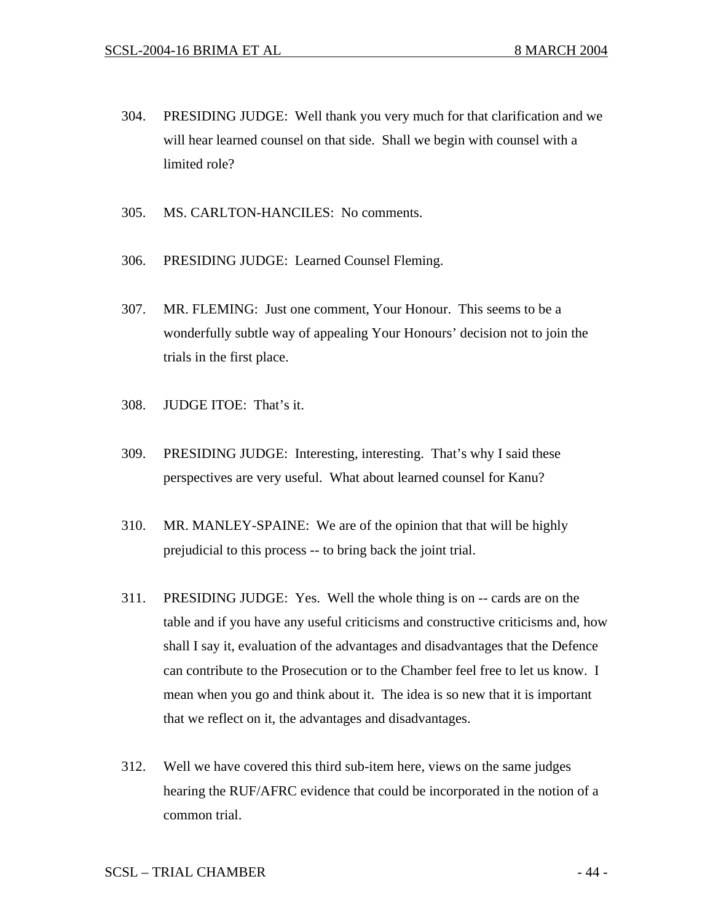304. PRESIDING JUDGE: Well thank you very much for that clarification and we will hear learned counsel on that side. Shall we begin with counsel with a limited role?

305. MS. CARLTON-HANCILES: No comments.

306. PRESIDING JUDGE: Learned Counsel Fleming.

307. MR. FLEMING: Just one comment, Your Honour. This seems to be a wonderfully subtle way of appealing Your Honours' decision not to join the trials in the first place.

308. JUDGE ITOE: That's it.

309. PRESIDING JUDGE: Interesting, interesting. That's why I said these perspectives are very useful. What about learned counsel for Kanu?

310. MR. MANLEY-SPAINE: We are of the opinion that that will be highly prejudicial to this process -- to bring back the joint trial.

311. PRESIDING JUDGE: Yes. Well the whole thing is on -- cards are on the table and if you have any useful criticisms and constructive criticisms and, how shall I say it, evaluation of the advantages and disadvantages that the Defence can contribute to the Prosecution or to the Chamber feel free to let us know. I mean when you go and think about it. The idea is so new that it is important that we reflect on it, the advantages and disadvantages.

312. Well we have covered this third sub-item here, views on the same judges hearing the RUF/AFRC evidence that could be incorporated in the notion of a common trial.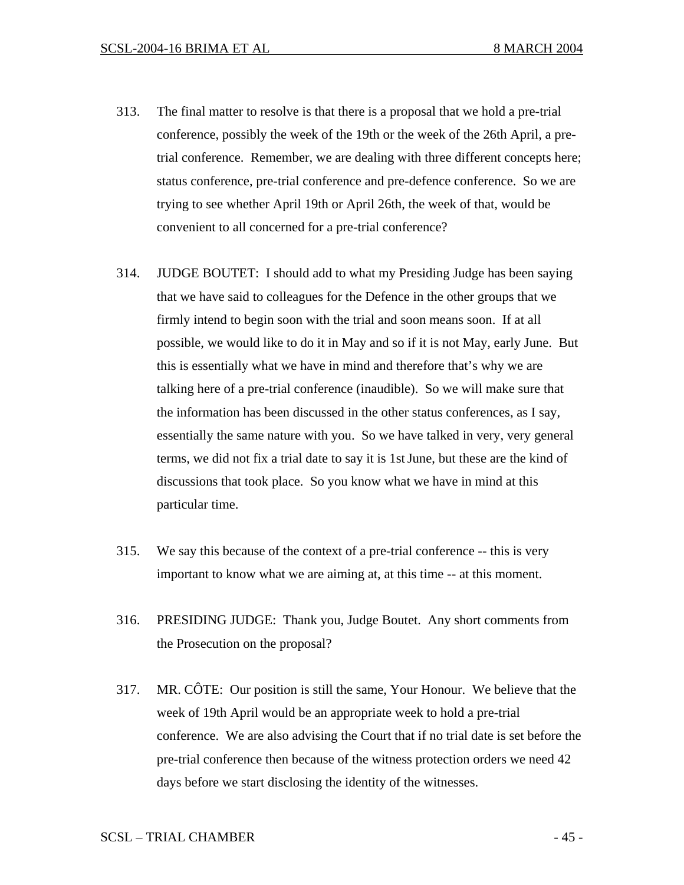313. The final matter to resolve is that there is a proposal that we hold a pre-trial conference, possibly the week of the 19th or the week of the 26th April, a pre-trial conference. Remember, we are dealing with three different concepts here; status conference, pre-trial conference and pre-defence conference. So we are trying to see whether April 19th or April 26th, the week of that, would be convenient to all concerned for a pre-trial conference?

314. JUDGE BOUTET: I should add to what my Presiding Judge has been saying that we have said to colleagues for the Defence in the other groups that we firmly intend to begin soon with the trial and soon means soon. If at all possible, we would like to do it in May and so if it is not May, early June. But this is essentially what we have in mind and therefore that's why we are talking here of a pre-trial conference (inaudible). So we will make sure that the information has been discussed in the other status conferences, as I say, essentially the same nature with you. So we have talked in very, very general terms, we did not fix a trial date to say it is 1st June, but these are the kind of discussions that took place. So you know what we have in mind at this particular time.

315. We say this because of the context of a pre-trial conference -- this is very important to know what we are aiming at, at this time -- at this moment.

316. PRESIDING JUDGE: Thank you, Judge Boutet. Any short comments from the Prosecution on the proposal?

317. MR. CÔTE: Our position is still the same, Your Honour. We believe that the week of 19th April would be an appropriate week to hold a pre-trial conference. We are also advising the Court that if no trial date is set before the pre-trial conference then because of the witness protection orders we need 42 days before we start disclosing the identity of the witnesses.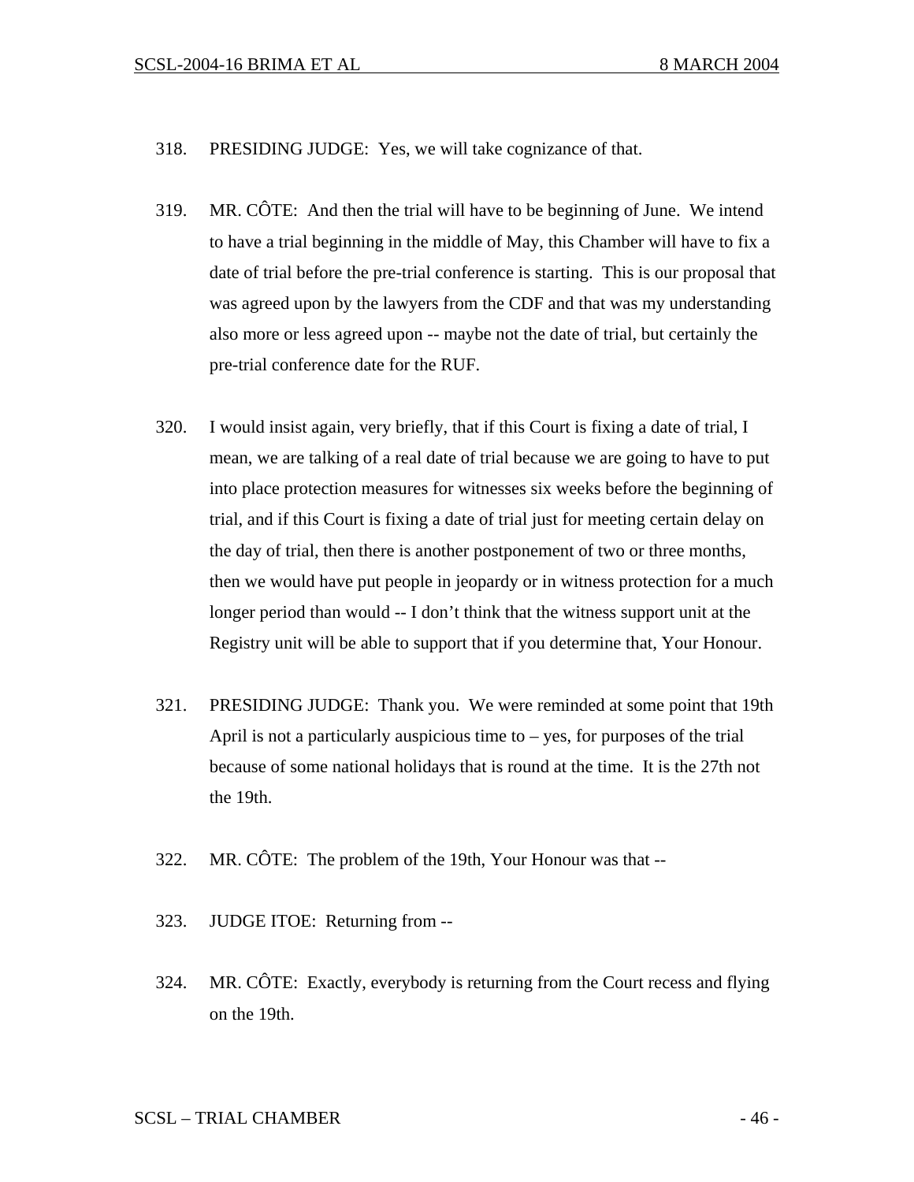318. PRESIDING JUDGE: Yes, we will take cognizance of that.

319. MR. CÔTE: And then the trial will have to be beginning of June. We intend to have a trial beginning in the middle of May, this Chamber will have to fix a date of trial before the pre-trial conference is starting. This is our proposal that was agreed upon by the lawyers from the CDF and that was my understanding also more or less agreed upon -- maybe not the date of trial, but certainly the pre-trial conference date for the RUF.

320. I would insist again, very briefly, that if this Court is fixing a date of trial, I mean, we are talking of a real date of trial because we are going to have to put into place protection measures for witnesses six weeks before the beginning of trial, and if this Court is fixing a date of trial just for meeting certain delay on the day of trial, then there is another postponement of two or three months, then we would have put people in jeopardy or in witness protection for a much longer period than would -- I don't think that the witness support unit at the Registry unit will be able to support that if you determine that, Your Honour.

321. PRESIDING JUDGE: Thank you. We were reminded at some point that 19th April is not a particularly auspicious time to – yes, for purposes of the trial because of some national holidays that is round at the time. It is the 27th not the 19th.

322. MR. CÔTE: The problem of the 19th, Your Honour was that --

323. JUDGE ITOE: Returning from --

324. MR. CÔTE: Exactly, everybody is returning from the Court recess and flying on the 19th.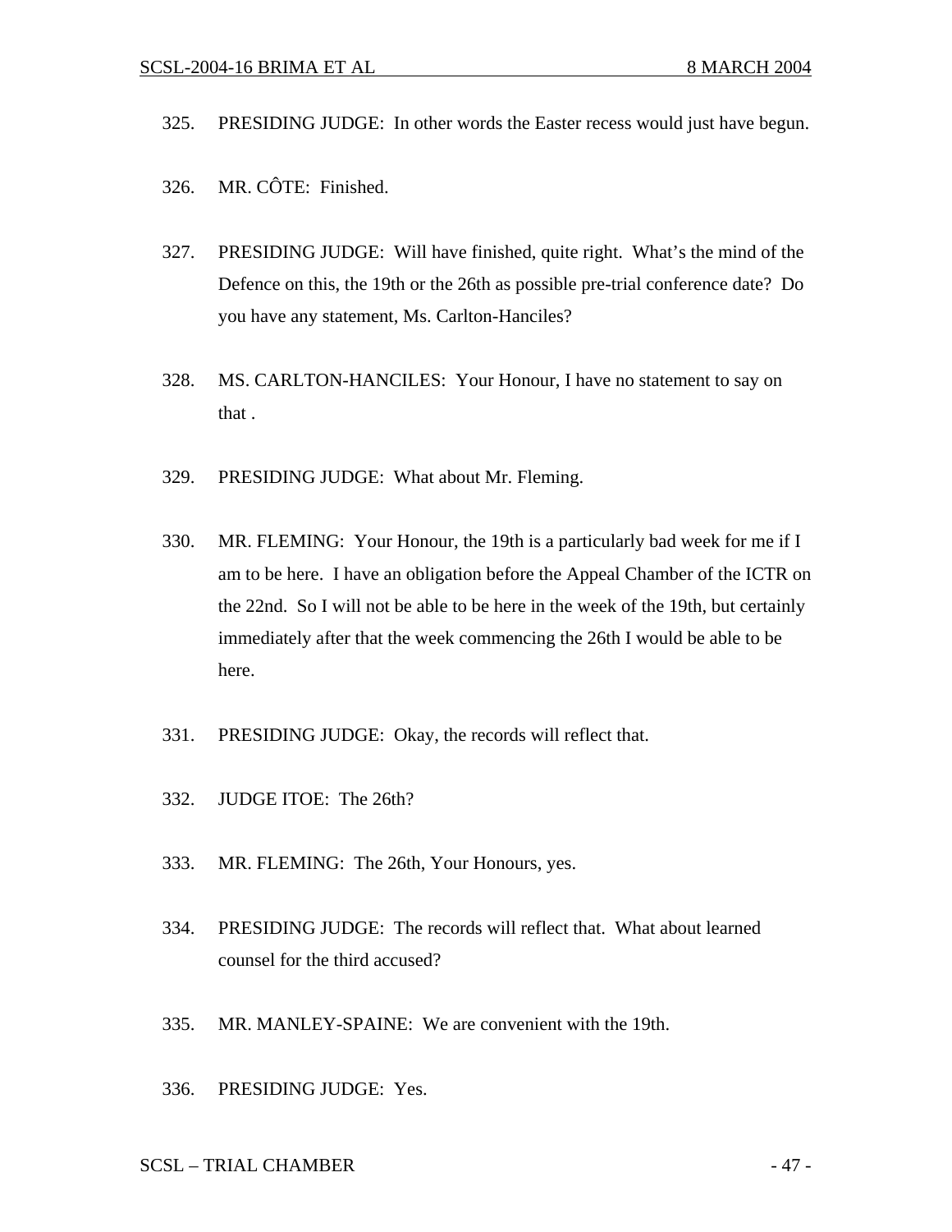325. PRESIDING JUDGE: In other words the Easter recess would just have begun.

326. MR. CÔTE: Finished.

327. PRESIDING JUDGE: Will have finished, quite right. What's the mind of the Defence on this, the 19th or the 26th as possible pre-trial conference date? Do you have any statement, Ms. Carlton-Hanciles?

328. MS. CARLTON-HANCILES: Your Honour, I have no statement to say on that .

329. PRESIDING JUDGE: What about Mr. Fleming.

330. MR. FLEMING: Your Honour, the 19th is a particularly bad week for me if I am to be here. I have an obligation before the Appeal Chamber of the ICTR on the 22nd. So I will not be able to be here in the week of the 19th, but certainly immediately after that the week commencing the 26th I would be able to be here.

331. PRESIDING JUDGE: Okay, the records will reflect that.

332. JUDGE ITOE: The 26th?

333. MR. FLEMING: The 26th, Your Honours, yes.

334. PRESIDING JUDGE: The records will reflect that. What about learned counsel for the third accused?

335. MR. MANLEY-SPAINE: We are convenient with the 19th.

336. PRESIDING JUDGE: Yes.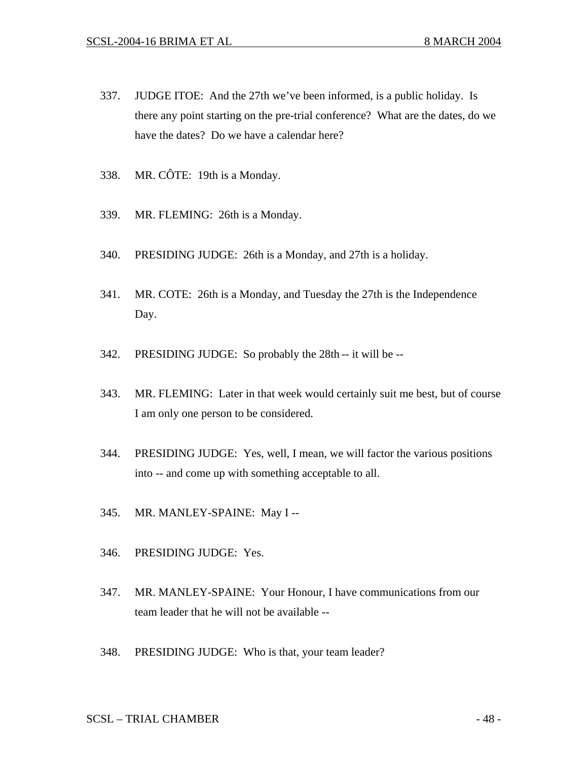337. JUDGE ITOE: And the 27th we've been informed, is a public holiday. Is there any point starting on the pre-trial conference? What are the dates, do we have the dates? Do we have a calendar here?

338. MR. CÔTE: 19th is a Monday.

339. MR. FLEMING: 26th is a Monday.

340. PRESIDING JUDGE: 26th is a Monday, and 27th is a holiday.

341. MR. COTE: 26th is a Monday, and Tuesday the 27th is the Independence Day.

342. PRESIDING JUDGE: So probably the 28th -- it will be --

343. MR. FLEMING: Later in that week would certainly suit me best, but of course I am only one person to be considered.

344. PRESIDING JUDGE: Yes, well, I mean, we will factor the various positions into -- and come up with something acceptable to all.

345. MR. MANLEY-SPAINE: May I --

346. PRESIDING JUDGE: Yes.

347. MR. MANLEY-SPAINE: Your Honour, I have communications from our team leader that he will not be available --

348. PRESIDING JUDGE: Who is that, your team leader?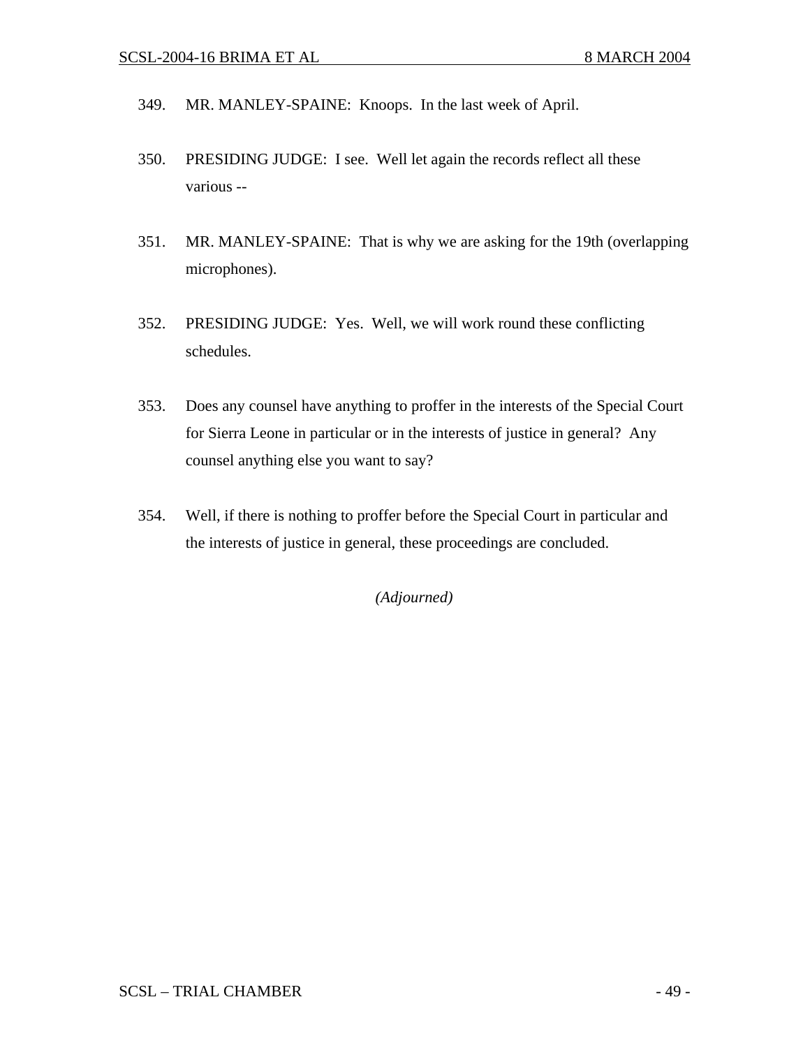349. MR. MANLEY-SPAINE: Knoops. In the last week of April.

350. PRESIDING JUDGE: I see. Well let again the records reflect all these various --

351. MR. MANLEY-SPAINE: That is why we are asking for the 19th (overlapping microphones).

352. PRESIDING JUDGE: Yes. Well, we will work round these conflicting schedules.

353. Does any counsel have anything to proffer in the interests of the Special Court for Sierra Leone in particular or in the interests of justice in general? Any counsel anything else you want to say?

354. Well, if there is nothing to proffer before the Special Court in particular and the interests of justice in general, these proceedings are concluded.

*(Adjourned)*